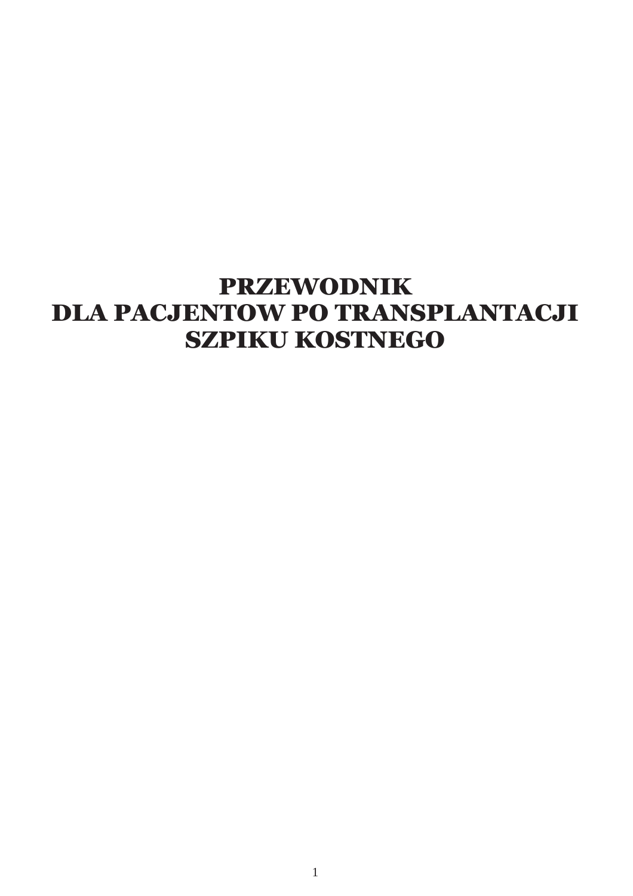# PRZEWODNIK
# DLA PACJENTOW PO TRANSPLANTACJI
# SZPIKU KOSTNEGO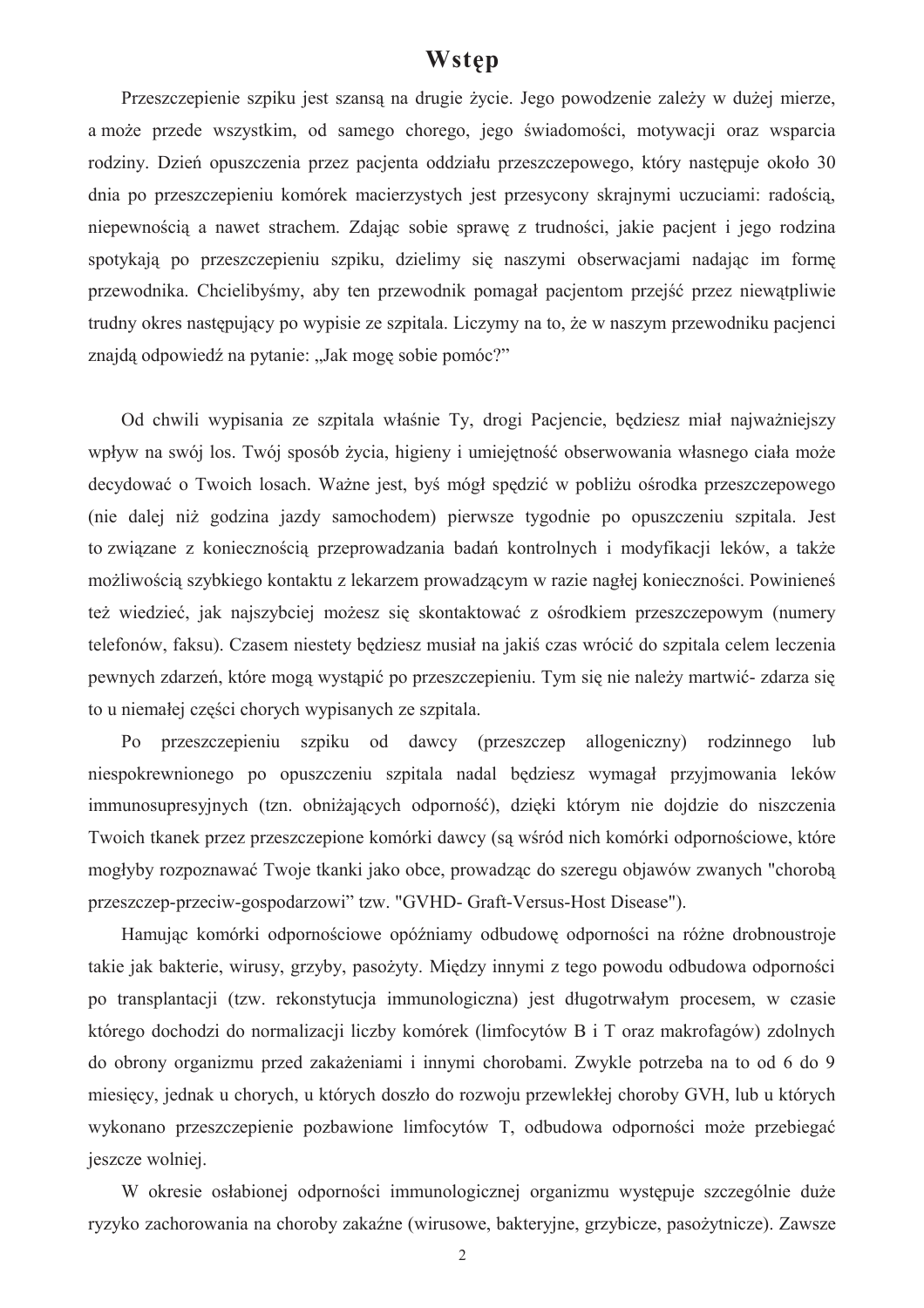# Wstęp

Przeszczepienie szpiku jest szansą na drugie życie. Jego powodzenie zależy w dużej mierze, a może przede wszystkim, od samego chorego, jego świadomości, motywacji oraz wsparcia rodziny. Dzień opuszczenia przez pacjenta oddziału przeszczepowego, który następuje około 30 dnia po przeszczepieniu komórek macierzystych jest przesycony skrajnymi uczuciami: radością, niepewnością a nawet strachem. Zdając sobie sprawę z trudności, jakie pacjent i jego rodzina spotykają po przeszczepieniu szpiku, dzielimy się naszymi obserwacjami nadając im formę przewodnika. Chcielibyśmy, aby ten przewodnik pomagał pacjentom przejść przez niewątpliwie trudny okres następujący po wypisie ze szpitala. Liczymy na to, że w naszym przewodniku pacjenci znajdą odpowiedź na pytanie: „Jak mogę sobie pomóc?"

Od chwili wypisania ze szpitala właśnie Ty, drogi Pacjencie, będziesz miał najważniejszy wpływ na swój los. Twój sposób życia, higieny i umiejętność obserwowania własnego ciała może decydować o Twoich losach. Ważne jest, byś mógł spędzić w pobliżu ośrodka przeszczepowego (nie dalej niż godzina jazdy samochodem) pierwsze tygodnie po opuszczeniu szpitala. Jest to związane z koniecznością przeprowadzania badań kontrolnych i modyfikacji leków, a także możliwością szybkiego kontaktu z lekarzem prowadzącym w razie nagłej konieczności. Powinieneś też wiedzieć, jak najszybciej możesz się skontaktować z ośrodkiem przeszczepowym (numery telefonów, faksu). Czasem niestety będziesz musiał na jakiś czas wrócić do szpitala celem leczenia pewnych zdarzeń, które mogą wystąpić po przeszczepieniu. Tym się nie należy martwić- zdarza się to u niemałej części chorych wypisanych ze szpitala.

Po przeszczepieniu szpiku od dawcy (przeszczep allogeniczny) rodzinnego lub niespokrewnionego po opuszczeniu szpitala nadal będziesz wymagał przyjmowania leków immunosupresyjnych (tzn. obniżających odporność), dzięki którym nie dojdzie do niszczenia Twoich tkanek przez przeszczepione komórki dawcy (są wśród nich komórki odpornościowe, które mogłyby rozpoznawać Twoje tkanki jako obce, prowadząc do szeregu objawów zwanych "chorobą przeszczep-przeciw-gospodarzowi" tzw. "GVHD- Graft-Versus-Host Disease").

Hamując komórki odpornościowe opóźniamy odbudowę odporności na różne drobnoustroje takie jak bakterie, wirusy, grzyby, pasożyty. Między innymi z tego powodu odbudowa odporności po transplantacji (tzw. rekonstytucja immunologiczna) jest długotrwałym procesem, w czasie którego dochodzi do normalizacji liczby komórek (limfocytów B i T oraz makrofagów) zdolnych do obrony organizmu przed zakażeniami i innymi chorobami. Zwykle potrzeba na to od 6 do 9 miesięcy, jednak u chorych, u których doszło do rozwoju przewlekłej choroby GVH, lub u których wykonano przeszczepienie pozbawione limfocytów T, odbudowa odporności może przebiegać jeszcze wolniej.

W okresie osłabionej odporności immunologicznej organizmu występuje szczególnie duże ryzyko zachorowania na choroby zakaźne (wirusowe, bakteryjne, grzybicze, pasożytnicze). Zawsze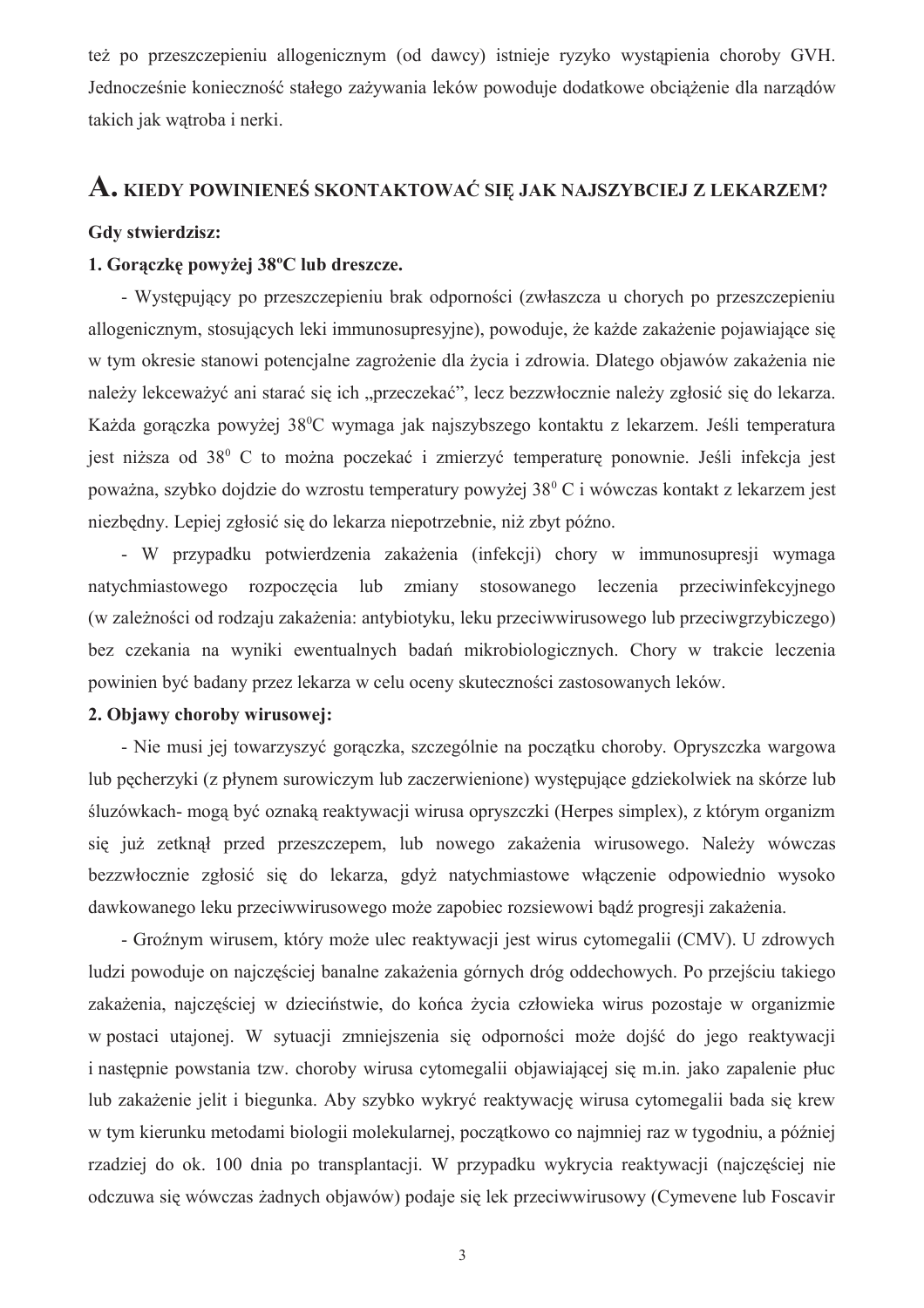też po przeszczepieniu allogenicznym (od dawcy) istnieje ryzyko wystąpienia choroby GVH. Jednocześnie konieczność stałego zażywania leków powoduje dodatkowe obciążenie dla narządów takich jak wątroba i nerki.

## A. KIEDY POWINIENEŚ SKONTAKTOWAĆ SIĘ JAK NAJSZYBCIEJ Z LEKARZEM?

**Gdy stwierdzisz:**

**1. Gorączkę powyżej 38ºC lub dreszcze.**

- Występujący po przeszczepieniu brak odporności (zwłaszcza u chorych po przeszczepieniu allogenicznym, stosujących leki immunosupresyjne), powoduje, że każde zakażenie pojawiające się w tym okresie stanowi potencjalne zagrożenie dla życia i zdrowia. Dlatego objawów zakażenia nie należy lekceważyć ani starać się ich „przeczekać", lecz bezzwłocznie należy zgłosić się do lekarza. Każda gorączka powyżej $38^0$C wymaga jak najszybszego kontaktu z lekarzem. Jeśli temperatura jest niższa od $38^0$ C to można poczekać i zmierzyć temperaturę ponownie. Jeśli infekcja jest poważna, szybko dojdzie do wzrostu temperatury powyżej $38^0$ C i wówczas kontakt z lekarzem jest niezbędny. Lepiej zgłosić się do lekarza niepotrzebnie, niż zbyt późno.

- W przypadku potwierdzenia zakażenia (infekcji) chory w immunosupresji wymaga natychmiastowego rozpoczęcia lub zmiany stosowanego leczenia przeciwinfekcyjnego (w zależności od rodzaju zakażenia: antybiotyku, leku przeciwwirusowego lub przeciwgrzybiczego) bez czekania na wyniki ewentualnych badań mikrobiologicznych. Chory w trakcie leczenia powinien być badany przez lekarza w celu oceny skuteczności zastosowanych leków.

**2. Objawy choroby wirusowej:**

- Nie musi jej towarzyszyć gorączka, szczególnie na początku choroby. Opryszczka wargowa lub pęcherzyki (z płynem surowiczym lub zaczerwienione) występujące gdziekolwiek na skórze lub śluzówkach- mogą być oznaką reaktywacji wirusa opryszczki (Herpes simplex), z którym organizm się już zetknął przed przeszczepem, lub nowego zakażenia wirusowego. Należy wówczas bezzwłocznie zgłosić się do lekarza, gdyż natychmiastowe włączenie odpowiednio wysoko dawkowanego leku przeciwwirusowego może zapobiec rozsiewowi bądź progresji zakażenia.

- Groźnym wirusem, który może ulec reaktywacji jest wirus cytomegalii (CMV). U zdrowych ludzi powoduje on najczęściej banalne zakażenia górnych dróg oddechowych. Po przejściu takiego zakażenia, najczęściej w dzieciństwie, do końca życia człowieka wirus pozostaje w organizmie w postaci utajonej. W sytuacji zmniejszenia się odporności może dojść do jego reaktywacji i następnie powstania tzw. choroby wirusa cytomegalii objawiającej się m.in. jako zapalenie płuc lub zakażenie jelit i biegunka. Aby szybko wykryć reaktywację wirusa cytomegalii bada się krew w tym kierunku metodami biologii molekularnej, początkowo co najmniej raz w tygodniu, a później rzadziej do ok. 100 dnia po transplantacji. W przypadku wykrycia reaktywacji (najczęściej nie odczuwa się wówczas żadnych objawów) podaje się lek przeciwwirusowy (Cymevene lub Foscavir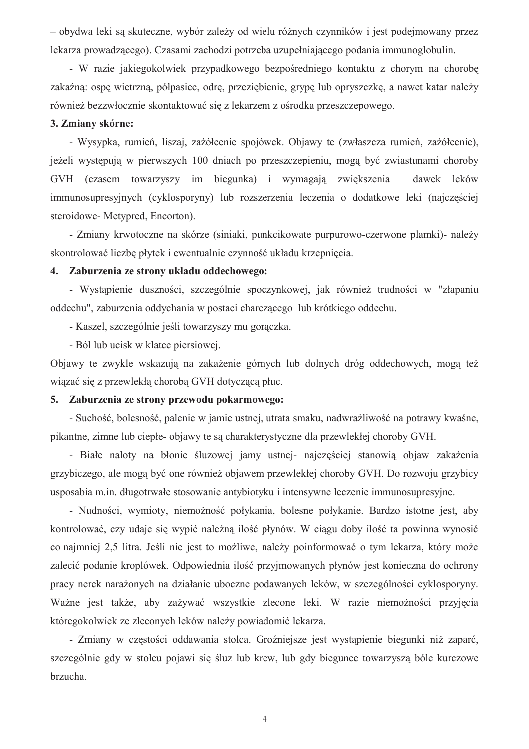– obydwa leki są skuteczne, wybór zależy od wielu różnych czynników i jest podejmowany przez lekarza prowadzącego). Czasami zachodzi potrzeba uzupełniającego podania immunoglobulin.

- W razie jakiegokolwiek przypadkowego bezpośredniego kontaktu z chorym na chorobę zakaźną: ospę wietrzną, półpasiec, odrę, przeziębienie, grypę lub opryszczkę, a nawet katar należy również bezzwłocznie skontaktować się z lekarzem z ośrodka przeszczepowego.

**3. Zmiany skórne:**

- Wysypka, rumień, liszaj, zażółcenie spojówek. Objawy te (zwłaszcza rumień, zażółcenie), jeżeli występują w pierwszych 100 dniach po przeszczepieniu, mogą być zwiastunami choroby GVH (czasem towarzyszy im biegunka) i wymagają zwiększenia dawek leków immunosupresyjnych (cyklosporyny) lub rozszerzenia leczenia o dodatkowe leki (najczęściej steroidowe- Metypred, Encorton).

- Zmiany krwotoczne na skórze (siniaki, punkcikowate purpurowo-czerwone plamki)- należy skontrolować liczbę płytek i ewentualnie czynność układu krzepnięcia.

**4. Zaburzenia ze strony układu oddechowego:**

- Wystąpienie duszności, szczególnie spoczynkowej, jak również trudności w "złapaniu oddechu", zaburzenia oddychania w postaci charczącego lub krótkiego oddechu.

- Kaszel, szczególnie jeśli towarzyszy mu gorączka.

- Ból lub ucisk w klatce piersiowej.

Objawy te zwykle wskazują na zakażenie górnych lub dolnych dróg oddechowych, mogą też wiązać się z przewlekłą chorobą GVH dotyczącą płuc.

**5. Zaburzenia ze strony przewodu pokarmowego:**

- Suchość, bolesność, palenie w jamie ustnej, utrata smaku, nadwrażliwość na potrawy kwaśne, pikantne, zimne lub ciepłe- objawy te są charakterystyczne dla przewlekłej choroby GVH.

- Białe naloty na błonie śluzowej jamy ustnej- najczęściej stanowią objaw zakażenia grzybiczego, ale mogą być one również objawem przewlekłej choroby GVH. Do rozwoju grzybicy usposabia m.in. długotrwałe stosowanie antybiotyku i intensywne leczenie immunosupresyjne.

- Nudności, wymioty, niemożność połykania, bolesne połykanie. Bardzo istotne jest, aby kontrolować, czy udaje się wypić należną ilość płynów. W ciągu doby ilość ta powinna wynosić co najmniej 2,5 litra. Jeśli nie jest to możliwe, należy poinformować o tym lekarza, który może zalecić podanie kroplówek. Odpowiednia ilość przyjmowanych płynów jest konieczna do ochrony pracy nerek narażonych na działanie uboczne podawanych leków, w szczególności cyklosporyny. Ważne jest także, aby zażywać wszystkie zlecone leki. W razie niemożności przyjęcia któregokolwiek ze zleconych leków należy powiadomić lekarza.

- Zmiany w częstości oddawania stolca. Groźniejsze jest wystąpienie biegunki niż zaparć, szczególnie gdy w stolcu pojawi się śluz lub krew, lub gdy biegunce towarzyszą bóle kurczowe brzucha.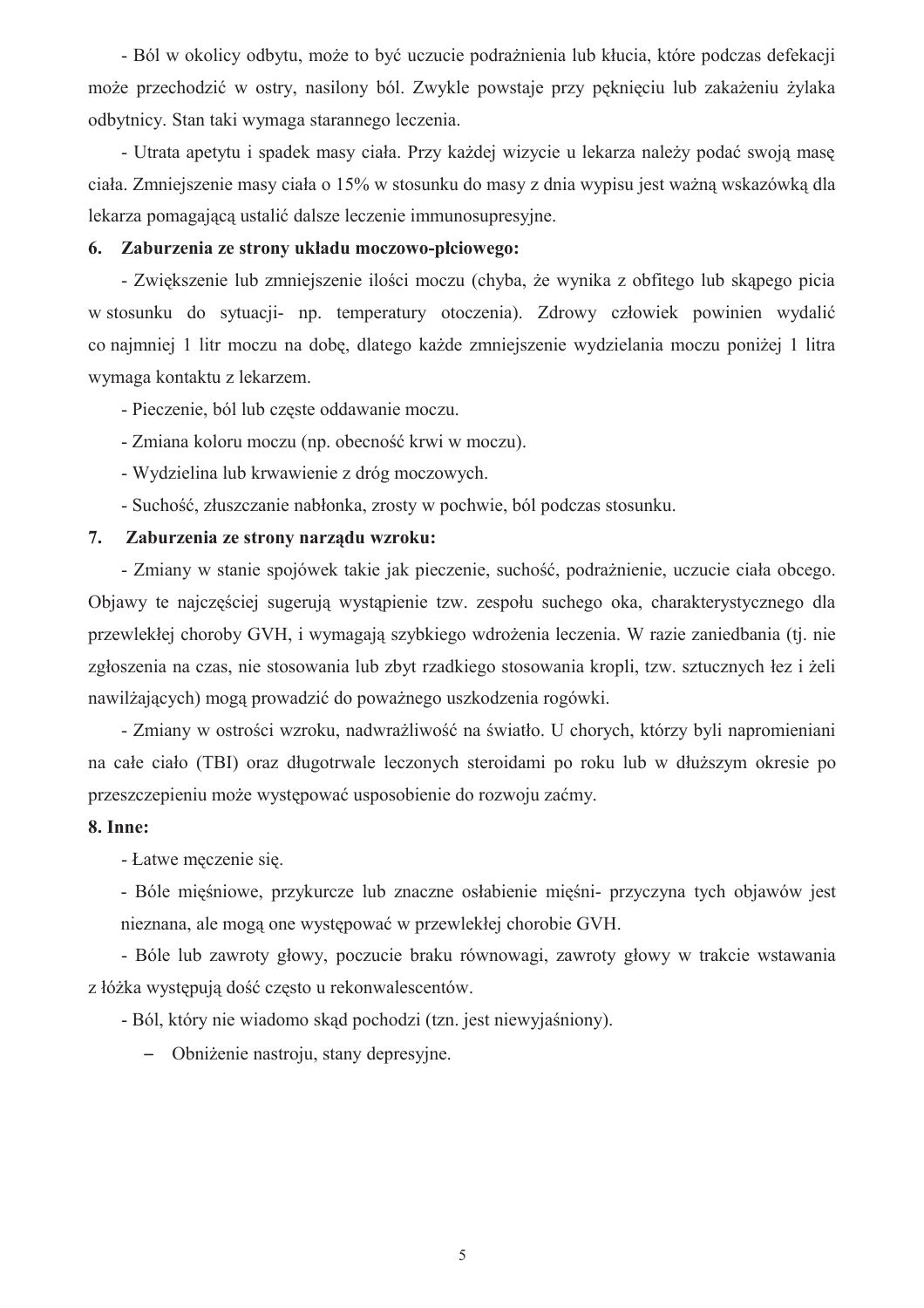- Ból w okolicy odbytu, może to być uczucie podrażnienia lub kłucia, które podczas defekacji może przechodzić w ostry, nasilony ból. Zwykle powstaje przy pęknięciu lub zakażeniu żylaka odbytnicy. Stan taki wymaga starannego leczenia.

- Utrata apetytu i spadek masy ciała. Przy każdej wizycie u lekarza należy podać swoją masę ciała. Zmniejszenie masy ciała o 15% w stosunku do masy z dnia wypisu jest ważną wskazówką dla lekarza pomagającą ustalić dalsze leczenie immunosupresyjne.

**6. Zaburzenia ze strony układu moczowo-płciowego:**

- Zwiększenie lub zmniejszenie ilości moczu (chyba, że wynika z obfitego lub skąpego picia w stosunku do sytuacji- np. temperatury otoczenia). Zdrowy człowiek powinien wydalić co najmniej 1 litr moczu na dobę, dlatego każde zmniejszenie wydzielania moczu poniżej 1 litra wymaga kontaktu z lekarzem.

- Pieczenie, ból lub częste oddawanie moczu.

- Zmiana koloru moczu (np. obecność krwi w moczu).

- Wydzielina lub krwawienie z dróg moczowych.

- Suchość, złuszczanie nabłonka, zrosty w pochwie, ból podczas stosunku.

**7. Zaburzenia ze strony narządu wzroku:**

- Zmiany w stanie spojówek takie jak pieczenie, suchość, podrażnienie, uczucie ciała obcego. Objawy te najczęściej sugerują wystąpienie tzw. zespołu suchego oka, charakterystycznego dla przewlekłej choroby GVH, i wymagają szybkiego wdrożenia leczenia. W razie zaniedbania (tj. nie zgłoszenia na czas, nie stosowania lub zbyt rzadkiego stosowania kropli, tzw. sztucznych łez i żeli nawilżających) mogą prowadzić do poważnego uszkodzenia rogówki.

- Zmiany w ostrości wzroku, nadwrażliwość na światło. U chorych, którzy byli napromieniani na całe ciało (TBI) oraz długotrwale leczonych steroidami po roku lub w dłuższym okresie po przeszczepieniu może występować usposobienie do rozwoju zaćmy.

**8. Inne:**

- Łatwe męczenie się.

- Bóle mięśniowe, przykurcze lub znaczne osłabienie mięśni- przyczyna tych objawów jest nieznana, ale mogą one występować w przewlekłej chorobie GVH.

- Bóle lub zawroty głowy, poczucie braku równowagi, zawroty głowy w trakcie wstawania z łóżka występują dość często u rekonwalescentów.

- Ból, który nie wiadomo skąd pochodzi (tzn. jest niewyjaśniony).

- Obniżenie nastroju, stany depresyjne.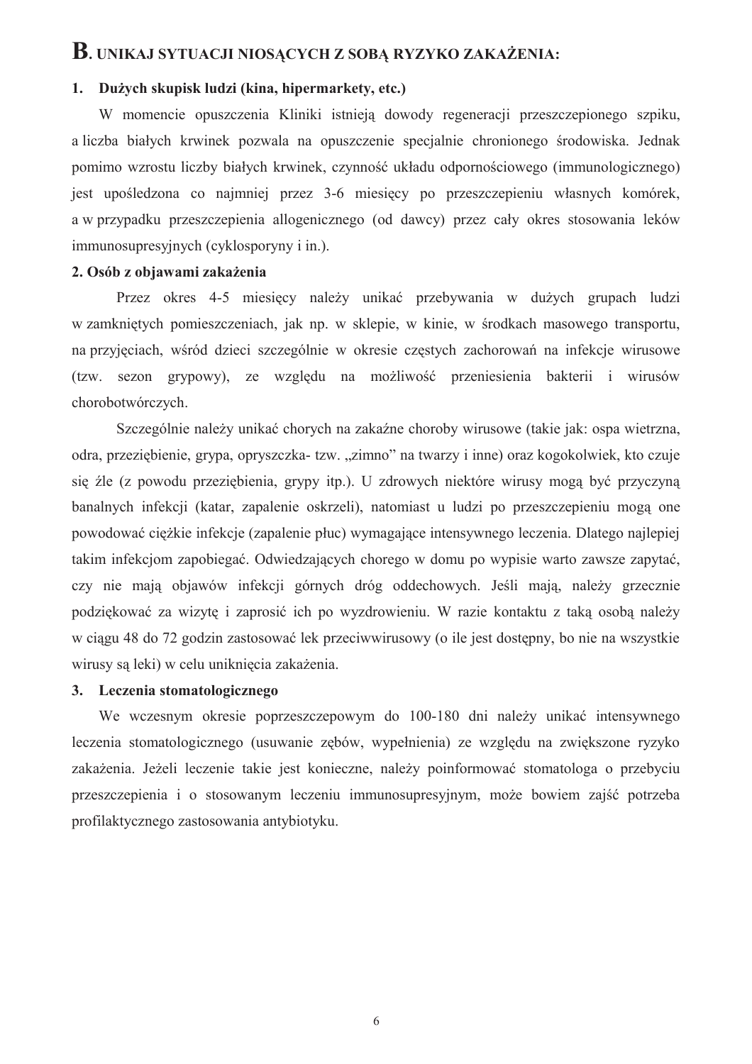# B. UNIKAJ SYTUACJI NIOSĄCYCH Z SOBĄ RYZYKO ZAKAŻENIA:

### 1. Dużych skupisk ludzi (kina, hipermarkety, etc.)

W momencie opuszczenia Kliniki istnieją dowody regeneracji przeszczepionego szpiku, a liczba białych krwinek pozwala na opuszczenie specjalnie chronionego środowiska. Jednak pomimo wzrostu liczby białych krwinek, czynność układu odpornościowego (immunologicznego) jest upośledzona co najmniej przez 3-6 miesięcy po przeszczepieniu własnych komórek, a w przypadku przeszczepienia allogenicznego (od dawcy) przez cały okres stosowania leków immunosupresyjnych (cyklosporyny i in.).

### 2. Osób z objawami zakażenia

Przez okres 4-5 miesięcy należy unikać przebywania w dużych grupach ludzi w zamkniętych pomieszczeniach, jak np. w sklepie, w kinie, w środkach masowego transportu, na przyjęciach, wśród dzieci szczególnie w okresie częstych zachorowań na infekcje wirusowe (tzw. sezon grypowy), ze względu na możliwość przeniesienia bakterii i wirusów chorobotwórczych.

Szczególnie należy unikać chorych na zakaźne choroby wirusowe (takie jak: ospa wietrzna, odra, przeziębienie, grypa, opryszczka- tzw. „zimno" na twarzy i inne) oraz kogokolwiek, kto czuje się źle (z powodu przeziębienia, grypy itp.). U zdrowych niektóre wirusy mogą być przyczyną banalnych infekcji (katar, zapalenie oskrzeli), natomiast u ludzi po przeszczepieniu mogą one powodować ciężkie infekcje (zapalenie płuc) wymagające intensywnego leczenia. Dlatego najlepiej takim infekcjom zapobiegać. Odwiedzających chorego w domu po wypisie warto zawsze zapytać, czy nie mają objawów infekcji górnych dróg oddechowych. Jeśli mają, należy grzecznie podziękować za wizytę i zaprosić ich po wyzdrowieniu. W razie kontaktu z taką osobą należy w ciągu 48 do 72 godzin zastosować lek przeciwwirusowy (o ile jest dostępny, bo nie na wszystkie wirusy są leki) w celu uniknięcia zakażenia.

### 3. Leczenia stomatologicznego

We wczesnym okresie poprzeszczepowym do 100-180 dni należy unikać intensywnego leczenia stomatologicznego (usuwanie zębów, wypełnienia) ze względu na zwiększone ryzyko zakażenia. Jeżeli leczenie takie jest konieczne, należy poinformować stomatologa o przebyciu przeszczepienia i o stosowanym leczeniu immunosupresyjnym, może bowiem zajść potrzeba profilaktycznego zastosowania antybiotyku.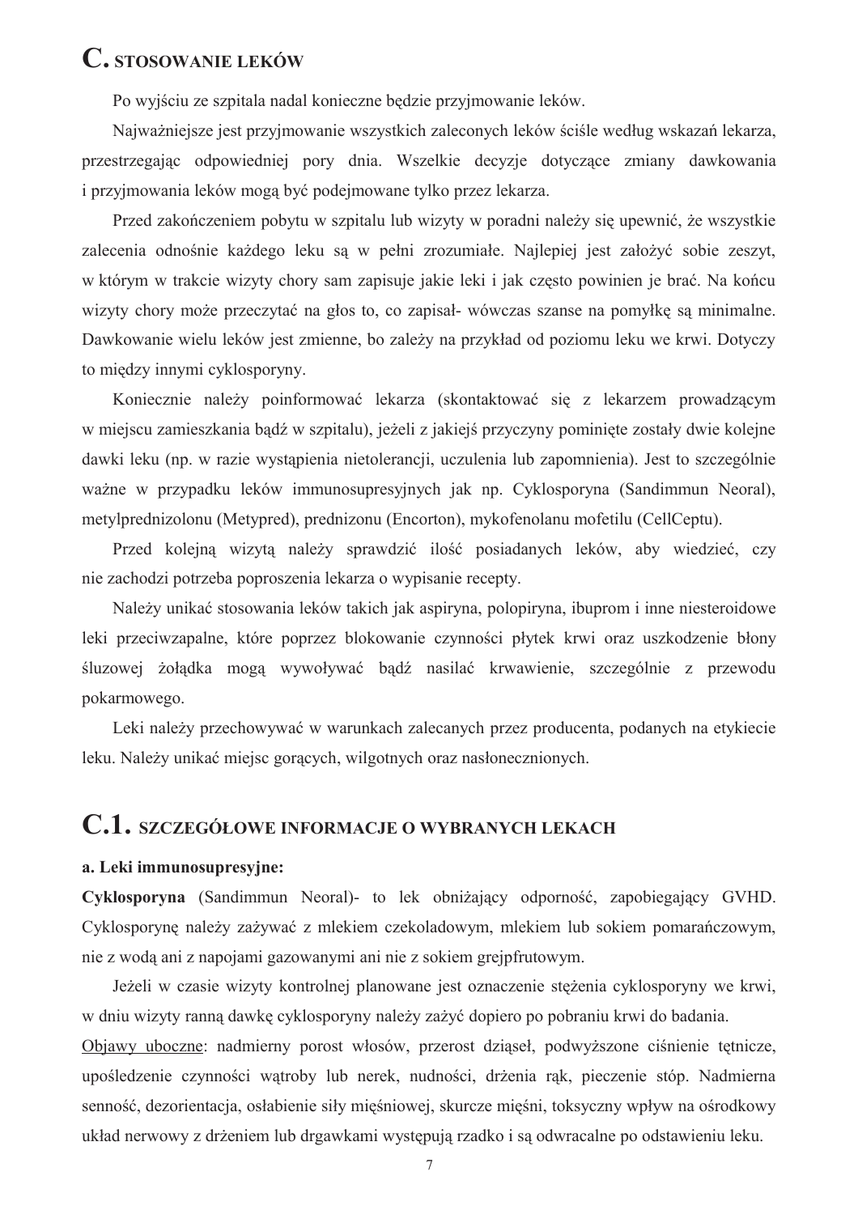# C. STOSOWANIE LEKÓW

Po wyjściu ze szpitala nadal konieczne będzie przyjmowanie leków.

Najważniejsze jest przyjmowanie wszystkich zaleconych leków ściśle według wskazań lekarza, przestrzegając odpowiedniej pory dnia. Wszelkie decyzje dotyczące zmiany dawkowania i przyjmowania leków mogą być podejmowane tylko przez lekarza.

Przed zakończeniem pobytu w szpitalu lub wizyty w poradni należy się upewnić, że wszystkie zalecenia odnośnie każdego leku są w pełni zrozumiałe. Najlepiej jest założyć sobie zeszyt, w którym w trakcie wizyty chory sam zapisuje jakie leki i jak często powinien je brać. Na końcu wizyty chory może przeczytać na głos to, co zapisał- wówczas szanse na pomyłkę są minimalne. Dawkowanie wielu leków jest zmienne, bo zależy na przykład od poziomu leku we krwi. Dotyczy to między innymi cyklosporyny.

Koniecznie należy poinformować lekarza (skontaktować się z lekarzem prowadzącym w miejscu zamieszkania bądź w szpitalu), jeżeli z jakiejś przyczyny pominięte zostały dwie kolejne dawki leku (np. w razie wystąpienia nietolerancji, uczulenia lub zapomnienia). Jest to szczególnie ważne w przypadku leków immunosupresyjnych jak np. Cyklosporyna (Sandimmun Neoral), metylprednizolonu (Metypred), prednizonu (Encorton), mykofenolanu mofetilu (CellCeptu).

Przed kolejną wizytą należy sprawdzić ilość posiadanych leków, aby wiedzieć, czy nie zachodzi potrzeba poproszenia lekarza o wypisanie recepty.

Należy unikać stosowania leków takich jak aspiryna, polopiryna, ibuprom i inne niesteroidowe leki przeciwzapalne, które poprzez blokowanie czynności płytek krwi oraz uszkodzenie błony śluzowej żołądka mogą wywoływać bądź nasilać krwawienie, szczególnie z przewodu pokarmowego.

Leki należy przechowywać w warunkach zalecanych przez producenta, podanych na etykiecie leku. Należy unikać miejsc gorących, wilgotnych oraz nasłonecznionych.

# C.1. SZCZEGÓŁOWE INFORMACJE O WYBRANYCH LEKACH

**a. Leki immunosupresyjne:**

**Cyklosporyna** (Sandimmun Neoral)- to lek obniżający odporność, zapobiegający GVHD. Cyklosporynę należy zażywać z mlekiem czekoladowym, mlekiem lub sokiem pomarańczowym, nie z wodą ani z napojami gazowanymi ani nie z sokiem grejpfrutowym.

Jeżeli w czasie wizyty kontrolnej planowane jest oznaczenie stężenia cyklosporyny we krwi, w dniu wizyty ranną dawkę cyklosporyny należy zażyć dopiero po pobraniu krwi do badania.

<u>Objawy uboczne</u>: nadmierny porost włosów, przerost dziąseł, podwyższone ciśnienie tętnicze, upośledzenie czynności wątroby lub nerek, nudności, drżenia rąk, pieczenie stóp. Nadmierna senność, dezorientacja, osłabienie siły mięśniowej, skurcze mięśni, toksyczny wpływ na ośrodkowy układ nerwowy z drżeniem lub drgawkami występują rzadko i są odwracalne po odstawieniu leku.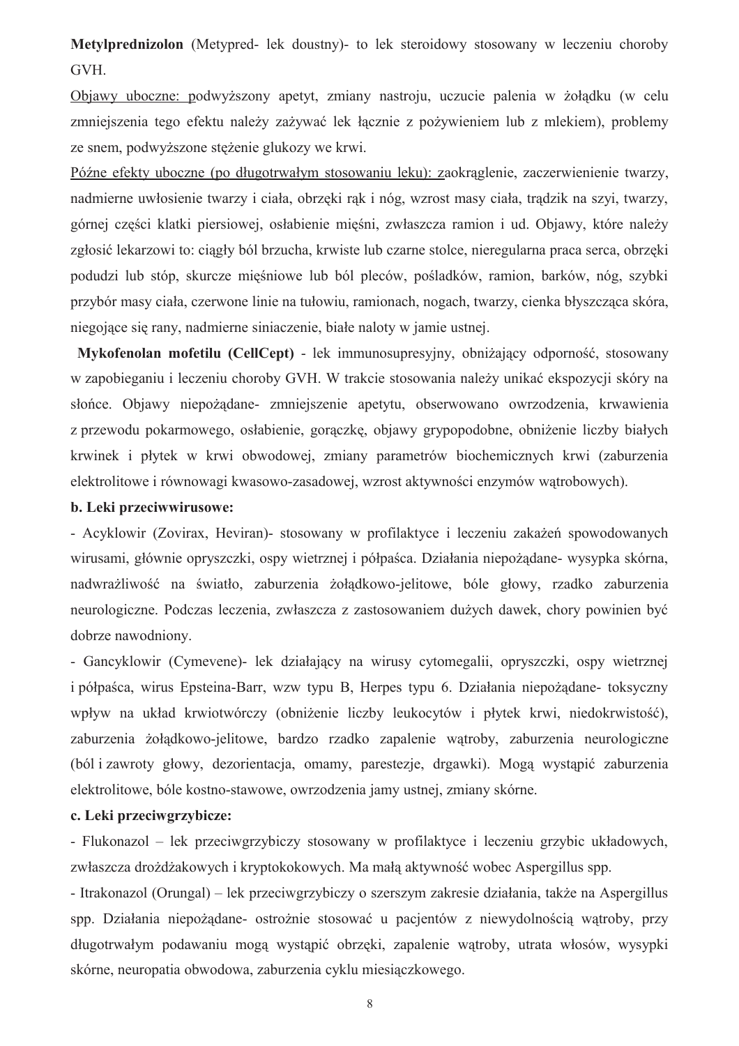**Metylprednizolon** (Metypred- lek doustny)- to lek steroidowy stosowany w leczeniu choroby GVH.

Objawy uboczne: podwyższony apetyt, zmiany nastroju, uczucie palenia w żołądku (w celu zmniejszenia tego efektu należy zażywać lek łącznie z pożywieniem lub z mlekiem), problemy ze snem, podwyższone stężenie glukozy we krwi.

Późne efekty uboczne (po długotrwałym stosowaniu leku): zaokrąglenie, zaczerwienienie twarzy, nadmierne uwłosienie twarzy i ciała, obrzęki rąk i nóg, wzrost masy ciała, trądzik na szyi, twarzy, górnej części klatki piersiowej, osłabienie mięśni, zwłaszcza ramion i ud. Objawy, które należy zgłosić lekarzowi to: ciągły ból brzucha, krwiste lub czarne stolce, nieregularna praca serca, obrzęki podudzi lub stóp, skurcze mięśniowe lub ból pleców, pośladków, ramion, barków, nóg, szybki przybór masy ciała, czerwone linie na tułowiu, ramionach, nogach, twarzy, cienka błyszcząca skóra, niegojące się rany, nadmierne siniaczenie, białe naloty w jamie ustnej.

**Mykofenolan mofetilu (CellCept)** - lek immunosupresyjny, obniżający odporność, stosowany w zapobieganiu i leczeniu choroby GVH. W trakcie stosowania należy unikać ekspozycji skóry na słońce. Objawy niepożądane- zmniejszenie apetytu, obserwowano owrzodzenia, krwawienia z przewodu pokarmowego, osłabienie, gorączkę, objawy grypopodobne, obniżenie liczby białych krwinek i płytek w krwi obwodowej, zmiany parametrów biochemicznych krwi (zaburzenia elektrolitowe i równowagi kwasowo-zasadowej, wzrost aktywności enzymów wątrobowych).

**b. Leki przeciwwirusowe:**

- Acyklowir (Zovirax, Heviran)- stosowany w profilaktyce i leczeniu zakażeń spowodowanych wirusami, głównie opryszczki, ospy wietrznej i półpaśca. Działania niepożądane- wysypka skórna, nadwrażliwość na światło, zaburzenia żołądkowo-jelitowe, bóle głowy, rzadko zaburzenia neurologiczne. Podczas leczenia, zwłaszcza z zastosowaniem dużych dawek, chory powinien być dobrze nawodniony.
- Gancyklowir (Cymevene)- lek działający na wirusy cytomegalii, opryszczki, ospy wietrznej i półpaśca, wirus Epsteina-Barr, wzw typu B, Herpes typu 6. Działania niepożądane- toksyczny wpływ na układ krwiotwórczy (obniżenie liczby leukocytów i płytek krwi, niedokrwistość), zaburzenia żołądkowo-jelitowe, bardzo rzadko zapalenie wątroby, zaburzenia neurologiczne (ból i zawroty głowy, dezorientacja, omamy, parestezje, drgawki). Mogą wystąpić zaburzenia elektrolitowe, bóle kostno-stawowe, owrzodzenia jamy ustnej, zmiany skórne.

**c. Leki przeciwgrzybicze:**

- Flukonazol – lek przeciwgrzybiczy stosowany w profilaktyce i leczeniu grzybic układowych, zwłaszcza drożdżakowych i kryptokokowych. Ma małą aktywność wobec Aspergillus spp.
- Itrakonazol (Orungal) – lek przeciwgrzybiczy o szerszym zakresie działania, także na Aspergillus spp. Działania niepożądane- ostrożnie stosować u pacjentów z niewydolnością wątroby, przy długotrwałym podawaniu mogą wystąpić obrzęki, zapalenie wątroby, utrata włosów, wysypki skórne, neuropatia obwodowa, zaburzenia cyklu miesiączkowego.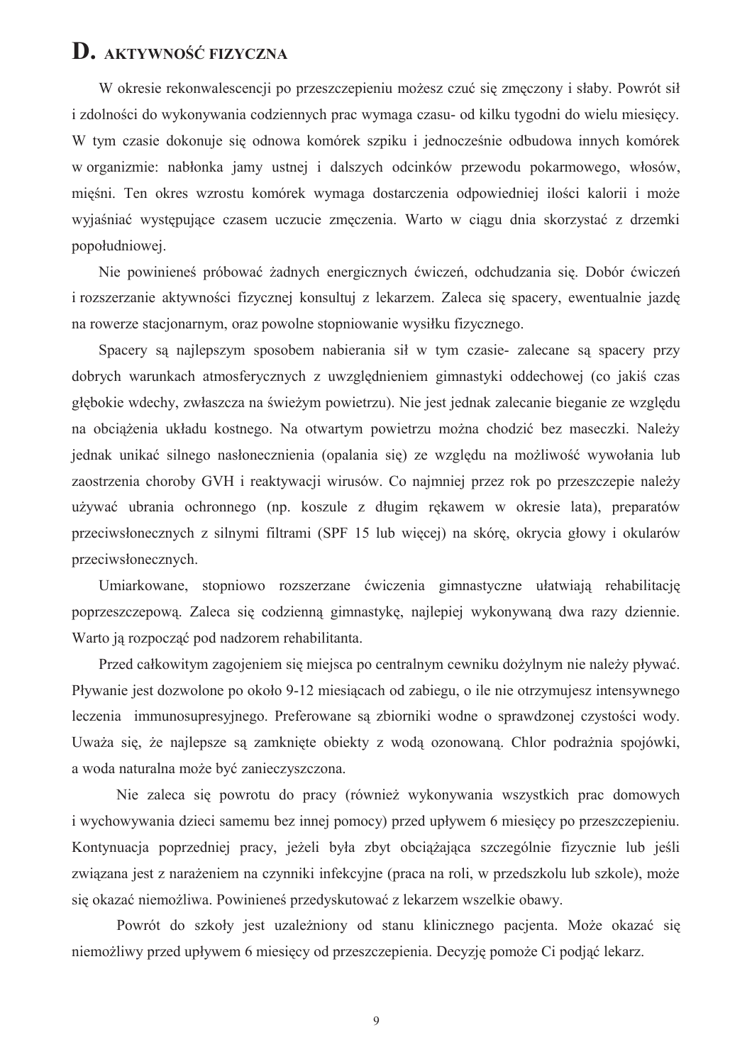# D. AKTYWNOŚĆ FIZYCZNA

W okresie rekonwalescencji po przeszczepieniu możesz czuć się zmęczony i słaby. Powrót sił i zdolności do wykonywania codziennych prac wymaga czasu- od kilku tygodni do wielu miesięcy. W tym czasie dokonuje się odnowa komórek szpiku i jednocześnie odbudowa innych komórek w organizmie: nabłonka jamy ustnej i dalszych odcinków przewodu pokarmowego, włosów, mięśni. Ten okres wzrostu komórek wymaga dostarczenia odpowiedniej ilości kalorii i może wyjaśniać występujące czasem uczucie zmęczenia. Warto w ciągu dnia skorzystać z drzemki popołudniowej.

Nie powinieneś próbować żadnych energicznych ćwiczeń, odchudzania się. Dobór ćwiczeń i rozszerzanie aktywności fizycznej konsultuj z lekarzem. Zaleca się spacery, ewentualnie jazdę na rowerze stacjonarnym, oraz powolne stopniowanie wysiłku fizycznego.

Spacery są najlepszym sposobem nabierania sił w tym czasie- zalecane są spacery przy dobrych warunkach atmosferycznych z uwzględnieniem gimnastyki oddechowej (co jakiś czas głębokie wdechy, zwłaszcza na świeżym powietrzu). Nie jest jednak zalecanie bieganie ze względu na obciążenia układu kostnego. Na otwartym powietrzu można chodzić bez maseczki. Należy jednak unikać silnego nasłonecznienia (opalania się) ze względu na możliwość wywołania lub zaostrzenia choroby GVH i reaktywacji wirusów. Co najmniej przez rok po przeszczepie należy używać ubrania ochronnego (np. koszule z długim rękawem w okresie lata), preparatów przeciwsłonecznych z silnymi filtrami (SPF 15 lub więcej) na skórę, okrycia głowy i okularów przeciwsłonecznych.

Umiarkowane, stopniowo rozszerzane ćwiczenia gimnastyczne ułatwiają rehabilitację poprzeszczepową. Zaleca się codzienną gimnastykę, najlepiej wykonywaną dwa razy dziennie. Warto ją rozpocząć pod nadzorem rehabilitanta.

Przed całkowitym zagojeniem się miejsca po centralnym cewniku dożylnym nie należy pływać. Pływanie jest dozwolone po około 9-12 miesiącach od zabiegu, o ile nie otrzymujesz intensywnego leczenia immunosupresyjnego. Preferowane są zbiorniki wodne o sprawdzonej czystości wody. Uważa się, że najlepsze są zamknięte obiekty z wodą ozonowaną. Chlor podrażnia spojówki, a woda naturalna może być zanieczyszczona.

Nie zaleca się powrotu do pracy (również wykonywania wszystkich prac domowych i wychowywania dzieci samemu bez innej pomocy) przed upływem 6 miesięcy po przeszczepieniu. Kontynuacja poprzedniej pracy, jeżeli była zbyt obciążająca szczególnie fizycznie lub jeśli związana jest z narażeniem na czynniki infekcyjne (praca na roli, w przedszkolu lub szkole), może się okazać niemożliwa. Powinieneś przedyskutować z lekarzem wszelkie obawy.

Powrót do szkoły jest uzależniony od stanu klinicznego pacjenta. Może okazać się niemożliwy przed upływem 6 miesięcy od przeszczepienia. Decyzję pomoże Ci podjąć lekarz.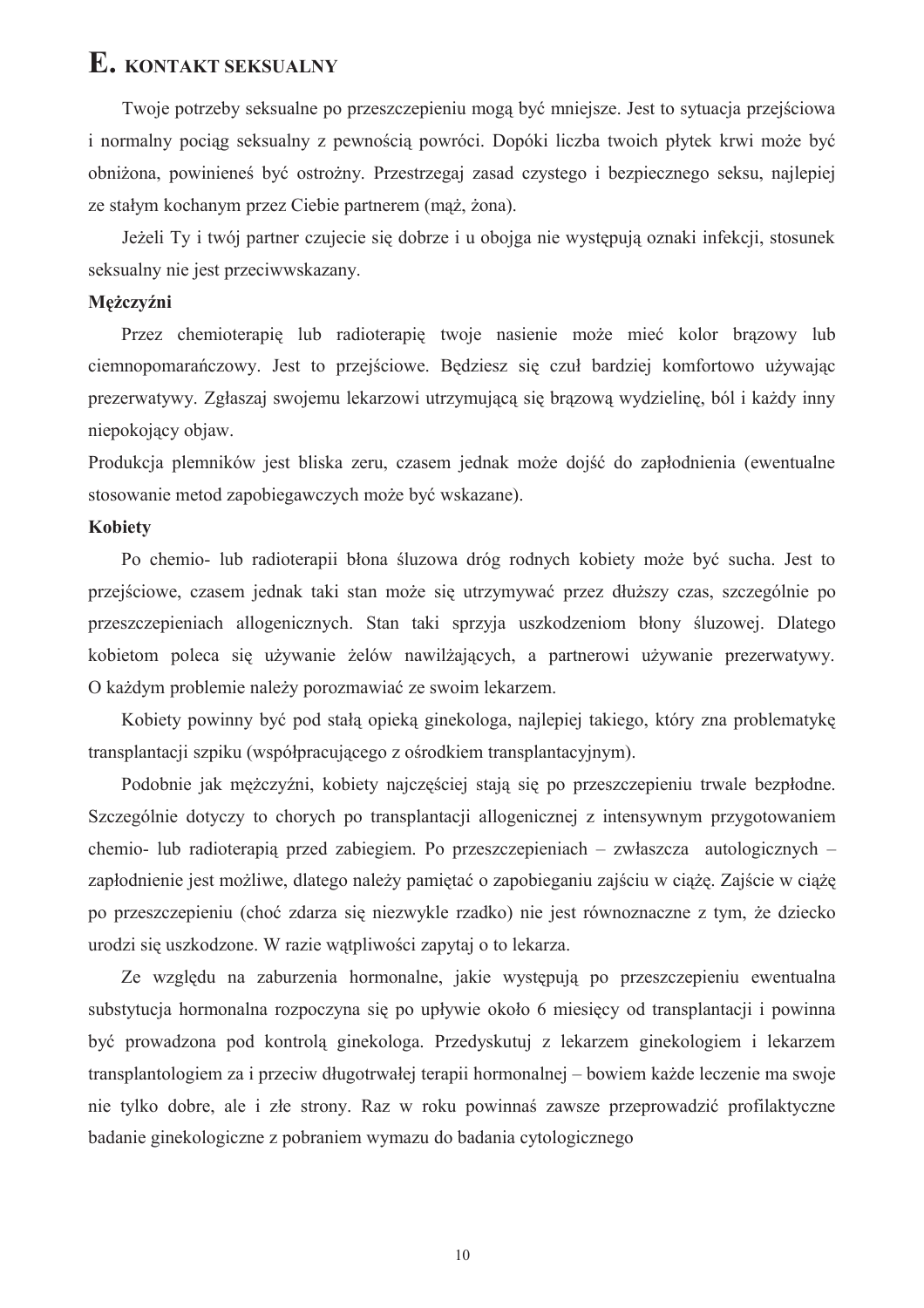## E. KONTAKT SEKSUALNY

Twoje potrzeby seksualne po przeszczepieniu mogą być mniejsze. Jest to sytuacja przejściowa i normalny pociąg seksualny z pewnością powróci. Dopóki liczba twoich płytek krwi może być obniżona, powinieneś być ostrożny. Przestrzegaj zasad czystego i bezpiecznego seksu, najlepiej ze stałym kochanym przez Ciebie partnerem (mąż, żona).

Jeżeli Ty i twój partner czujecie się dobrze i u obojga nie występują oznaki infekcji, stosunek seksualny nie jest przeciwwskazany.

**Mężczyźni**

Przez chemioterapię lub radioterapię twoje nasienie może mieć kolor brązowy lub ciemnopomarańczowy. Jest to przejściowe. Będziesz się czuł bardziej komfortowo używając prezerwatywy. Zgłaszaj swojemu lekarzowi utrzymującą się brązową wydzielinę, ból i każdy inny niepokojący objaw.

Produkcja plemników jest bliska zeru, czasem jednak może dojść do zapłodnienia (ewentualne stosowanie metod zapobiegawczych może być wskazane).

**Kobiety**

Po chemio- lub radioterapii błona śluzowa dróg rodnych kobiety może być sucha. Jest to przejściowe, czasem jednak taki stan może się utrzymywać przez dłuższy czas, szczególnie po przeszczepieniach allogenicznych. Stan taki sprzyja uszkodzeniom błony śluzowej. Dlatego kobietom poleca się używanie żelów nawilżających, a partnerowi używanie prezerwatywy. O każdym problemie należy porozmawiać ze swoim lekarzem.

Kobiety powinny być pod stałą opieką ginekologa, najlepiej takiego, który zna problematykę transplantacji szpiku (współpracującego z ośrodkiem transplantacyjnym).

Podobnie jak mężczyźni, kobiety najczęściej stają się po przeszczepieniu trwale bezpłodne. Szczególnie dotyczy to chorych po transplantacji allogenicznej z intensywnym przygotowaniem chemio- lub radioterapią przed zabiegiem. Po przeszczepieniach – zwłaszcza autologicznych – zapłodnienie jest możliwe, dlatego należy pamiętać o zapobieganiu zajściu w ciążę. Zajście w ciążę po przeszczepieniu (choć zdarza się niezwykle rzadko) nie jest równoznaczne z tym, że dziecko urodzi się uszkodzone. W razie wątpliwości zapytaj o to lekarza.

Ze względu na zaburzenia hormonalne, jakie występują po przeszczepieniu ewentualna substytucja hormonalna rozpoczyna się po upływie około 6 miesięcy od transplantacji i powinna być prowadzona pod kontrolą ginekologa. Przedyskutuj z lekarzem ginekologiem i lekarzem transplantologiem za i przeciw długotrwałej terapii hormonalnej – bowiem każde leczenie ma swoje nie tylko dobre, ale i złe strony. Raz w roku powinnaś zawsze przeprowadzić profilaktyczne badanie ginekologiczne z pobraniem wymazu do badania cytologicznego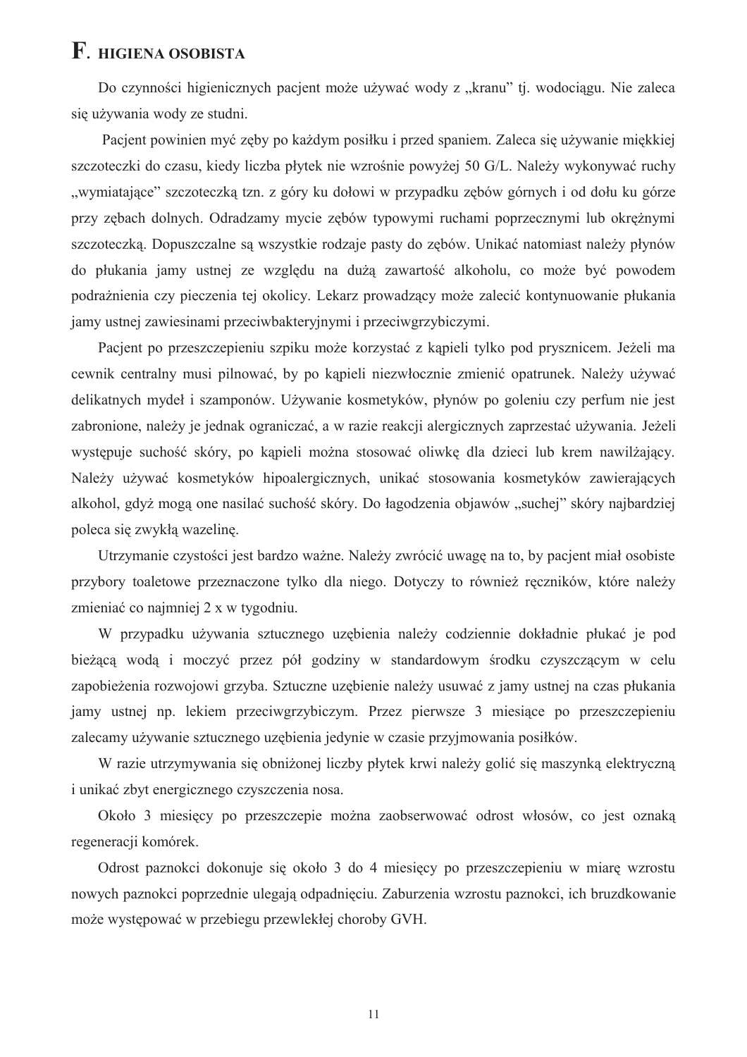# F. HIGIENA OSOBISTA

Do czynności higienicznych pacjent może używać wody z „kranu" tj. wodociągu. Nie zaleca się używania wody ze studni.

Pacjent powinien myć zęby po każdym posiłku i przed spaniem. Zaleca się używanie miękkiej szczoteczki do czasu, kiedy liczba płytek nie wzrośnie powyżej 50 G/L. Należy wykonywać ruchy „wymiatające" szczoteczką tzn. z góry ku dołowi w przypadku zębów górnych i od dołu ku górze przy zębach dolnych. Odradzamy mycie zębów typowymi ruchami poprzecznymi lub okrężnymi szczoteczką. Dopuszczalne są wszystkie rodzaje pasty do zębów. Unikać natomiast należy płynów do płukania jamy ustnej ze względu na dużą zawartość alkoholu, co może być powodem podrażnienia czy pieczenia tej okolicy. Lekarz prowadzący może zalecić kontynuowanie płukania jamy ustnej zawiesinami przeciwbakteryjnymi i przeciwgrzybiczymi.

Pacjent po przeszczepieniu szpiku może korzystać z kąpieli tylko pod prysznicem. Jeżeli ma cewnik centralny musi pilnować, by po kąpieli niezwłocznie zmienić opatrunek. Należy używać delikatnych mydeł i szamponów. Używanie kosmetyków, płynów po goleniu czy perfum nie jest zabronione, należy je jednak ograniczać, a w razie reakcji alergicznych zaprzestać używania. Jeżeli występuje suchość skóry, po kąpieli można stosować oliwkę dla dzieci lub krem nawilżający. Należy używać kosmetyków hipoalergicznych, unikać stosowania kosmetyków zawierających alkohol, gdyż mogą one nasilać suchość skóry. Do łagodzenia objawów „suchej" skóry najbardziej poleca się zwykłą wazelinę.

Utrzymanie czystości jest bardzo ważne. Należy zwrócić uwagę na to, by pacjent miał osobiste przybory toaletowe przeznaczone tylko dla niego. Dotyczy to również ręczników, które należy zmieniać co najmniej 2 x w tygodniu.

W przypadku używania sztucznego uzębienia należy codziennie dokładnie płukać je pod bieżącą wodą i moczyć przez pół godziny w standardowym środku czyszczącym w celu zapobieżenia rozwojowi grzyba. Sztuczne uzębienie należy usuwać z jamy ustnej na czas płukania jamy ustnej np. lekiem przeciwgrzybiczym. Przez pierwsze 3 miesiące po przeszczepieniu zalecamy używanie sztucznego uzębienia jedynie w czasie przyjmowania posiłków.

W razie utrzymywania się obniżonej liczby płytek krwi należy golić się maszynką elektryczną i unikać zbyt energicznego czyszczenia nosa.

Około 3 miesięcy po przeszczepie można zaobserwować odrost włosów, co jest oznaką regeneracji komórek.

Odrost paznokci dokonuje się około 3 do 4 miesięcy po przeszczepieniu w miarę wzrostu nowych paznokci poprzednie ulegają odpadnięciu. Zaburzenia wzrostu paznokci, ich bruzdkowanie może występować w przebiegu przewlekłej choroby GVH.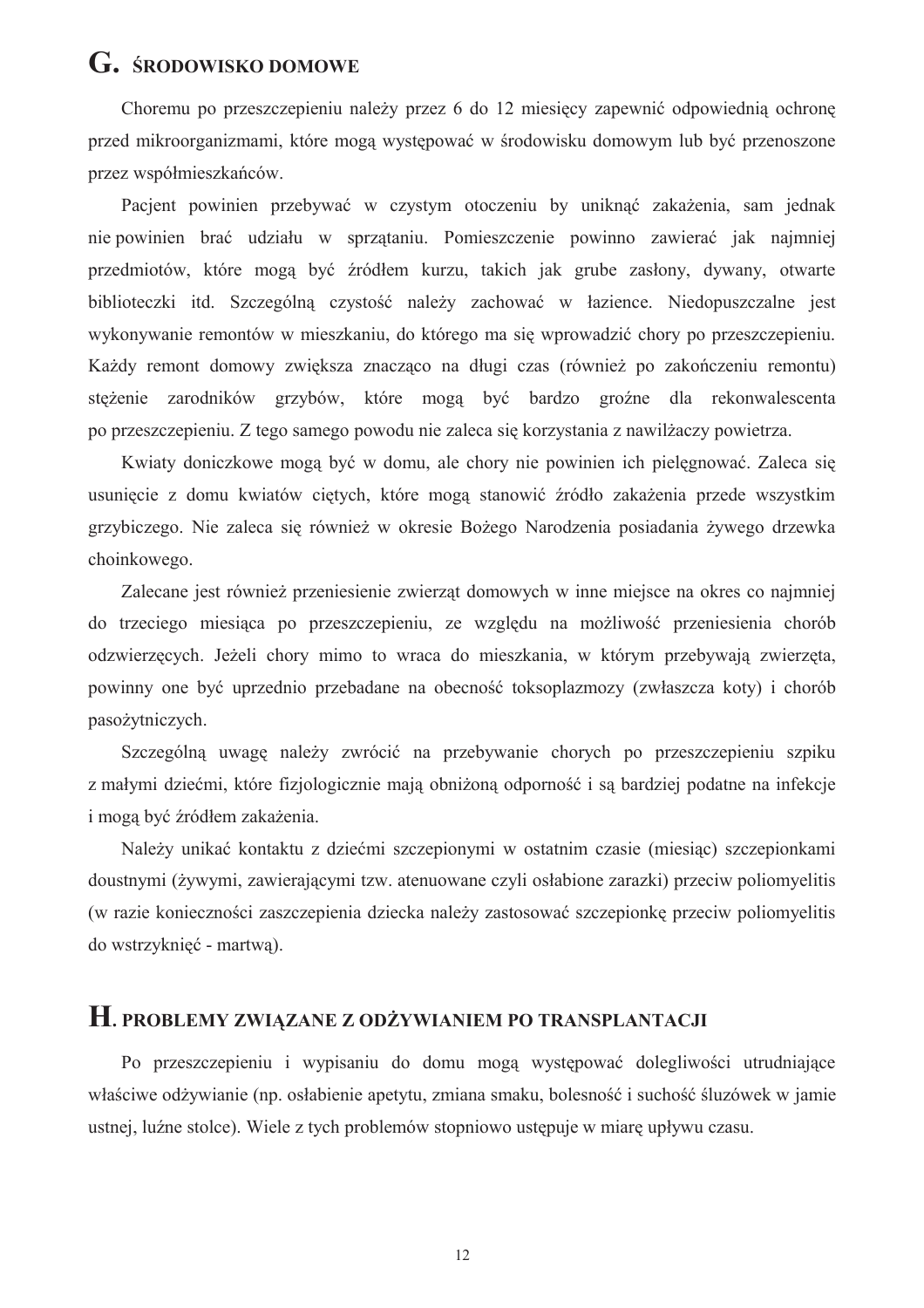## G. ŚRODOWISKO DOMOWE

Choremu po przeszczepieniu należy przez 6 do 12 miesięcy zapewnić odpowiednią ochronę przed mikroorganizmami, które mogą występować w środowisku domowym lub być przenoszone przez współmieszkańców.

Pacjent powinien przebywać w czystym otoczeniu by uniknąć zakażenia, sam jednak nie powinien brać udziału w sprzątaniu. Pomieszczenie powinno zawierać jak najmniej przedmiotów, które mogą być źródłem kurzu, takich jak grube zasłony, dywany, otwarte biblioteczki itd. Szczególną czystość należy zachować w łazience. Niedopuszczalne jest wykonywanie remontów w mieszkaniu, do którego ma się wprowadzić chory po przeszczepieniu. Każdy remont domowy zwiększa znacząco na długi czas (również po zakończeniu remontu) stężenie zarodników grzybów, które mogą być bardzo groźne dla rekonwalescenta po przeszczepieniu. Z tego samego powodu nie zaleca się korzystania z nawilżaczy powietrza.

Kwiaty doniczkowe mogą być w domu, ale chory nie powinien ich pielęgnować. Zaleca się usunięcie z domu kwiatów ciętych, które mogą stanowić źródło zakażenia przede wszystkim grzybiczego. Nie zaleca się również w okresie Bożego Narodzenia posiadania żywego drzewka choinkowego.

Zalecane jest również przeniesienie zwierząt domowych w inne miejsce na okres co najmniej do trzeciego miesiąca po przeszczepieniu, ze względu na możliwość przeniesienia chorób odzwierzęcych. Jeżeli chory mimo to wraca do mieszkania, w którym przebywają zwierzęta, powinny one być uprzednio przebadane na obecność toksoplazmozy (zwłaszcza koty) i chorób pasożytniczych.

Szczególną uwagę należy zwrócić na przebywanie chorych po przeszczepieniu szpiku z małymi dziećmi, które fizjologicznie mają obniżoną odporność i są bardziej podatne na infekcje i mogą być źródłem zakażenia.

Należy unikać kontaktu z dziećmi szczepionymi w ostatnim czasie (miesiąc) szczepionkami doustnymi (żywymi, zawierającymi tzw. atenuowane czyli osłabione zarazki) przeciw poliomyelitis (w razie konieczności zaszczepienia dziecka należy zastosować szczepionkę przeciw poliomyelitis do wstrzyknięć - martwą).

## H. PROBLEMY ZWIĄZANE Z ODŻYWIANIEM PO TRANSPLANTACJI

Po przeszczepieniu i wypisaniu do domu mogą występować dolegliwości utrudniające właściwe odżywianie (np. osłabienie apetytu, zmiana smaku, bolesność i suchość śluzówek w jamie ustnej, luźne stolce). Wiele z tych problemów stopniowo ustępuje w miarę upływu czasu.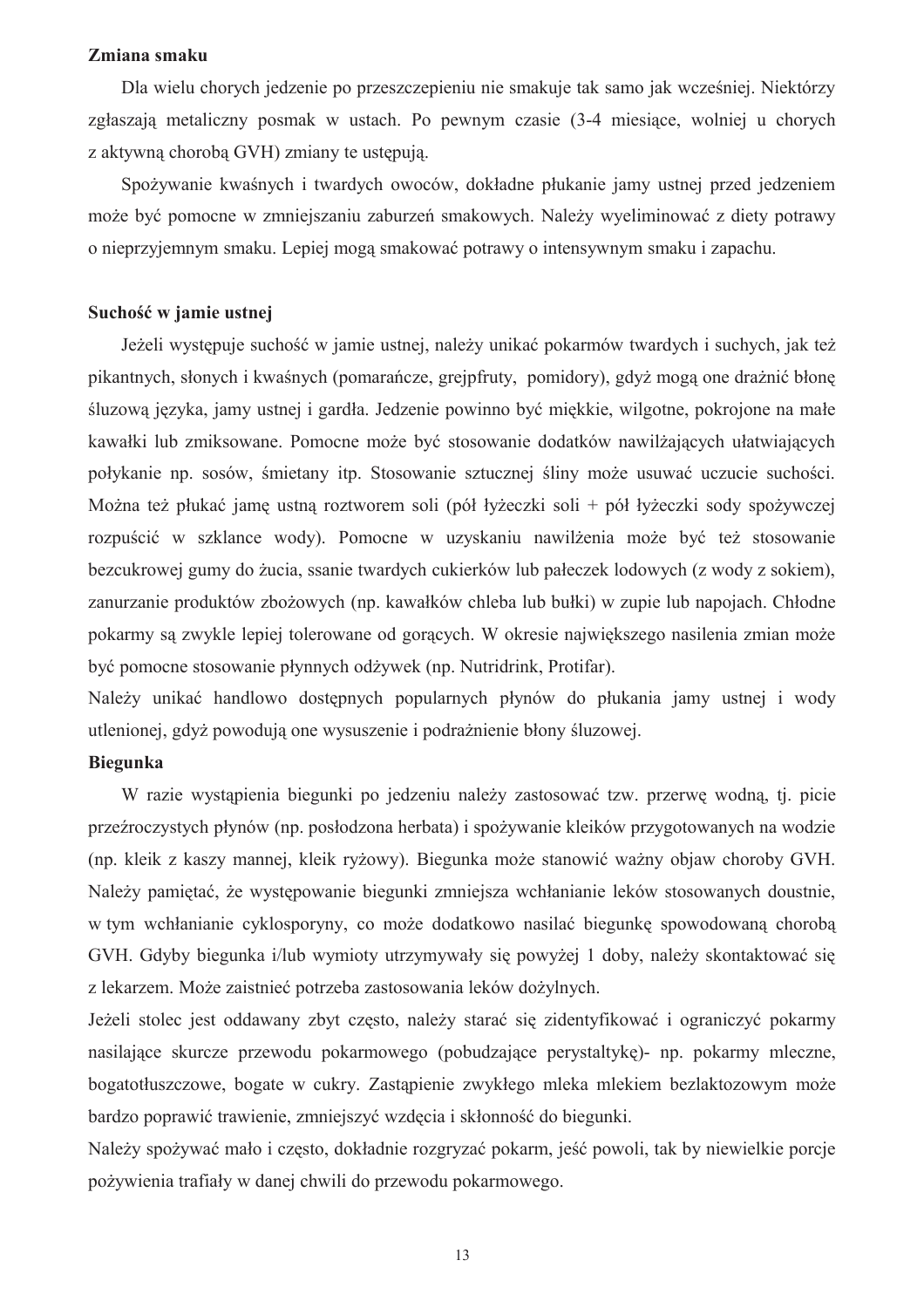**Zmiana smaku**

Dla wielu chorych jedzenie po przeszczepieniu nie smakuje tak samo jak wcześniej. Niektórzy zgłaszają metaliczny posmak w ustach. Po pewnym czasie (3-4 miesiące, wolniej u chorych z aktywną chorobą GVH) zmiany te ustępują.

Spożywanie kwaśnych i twardych owoców, dokładne płukanie jamy ustnej przed jedzeniem może być pomocne w zmniejszaniu zaburzeń smakowych. Należy wyeliminować z diety potrawy o nieprzyjemnym smaku. Lepiej mogą smakować potrawy o intensywnym smaku i zapachu.

**Suchość w jamie ustnej**

Jeżeli występuje suchość w jamie ustnej, należy unikać pokarmów twardych i suchych, jak też pikantnych, słonych i kwaśnych (pomarańcze, grejpfruty, pomidory), gdyż mogą one drażnić błonę śluzową języka, jamy ustnej i gardła. Jedzenie powinno być miękkie, wilgotne, pokrojone na małe kawałki lub zmiksowane. Pomocne może być stosowanie dodatków nawilżających ułatwiających połykanie np. sosów, śmietany itp. Stosowanie sztucznej śliny może usuwać uczucie suchości. Można też płukać jamę ustną roztworem soli (pół łyżeczki soli + pół łyżeczki sody spożywczej rozpuścić w szklance wody). Pomocne w uzyskaniu nawilżenia może być też stosowanie bezcukrowej gumy do żucia, ssanie twardych cukierków lub pałeczek lodowych (z wody z sokiem), zanurzanie produktów zbożowych (np. kawałków chleba lub bułki) w zupie lub napojach. Chłodne pokarmy są zwykle lepiej tolerowane od gorących. W okresie największego nasilenia zmian może być pomocne stosowanie płynnych odżywek (np. Nutridrink, Protifar).

Należy unikać handlowo dostępnych popularnych płynów do płukania jamy ustnej i wody utlenionej, gdyż powodują one wysuszenie i podrażnienie błony śluzowej.

**Biegunka**

W razie wystąpienia biegunki po jedzeniu należy zastosować tzw. przerwę wodną, tj. picie przeźroczystych płynów (np. posłodzona herbata) i spożywanie kleików przygotowanych na wodzie (np. kleik z kaszy mannej, kleik ryżowy). Biegunka może stanowić ważny objaw choroby GVH. Należy pamiętać, że występowanie biegunki zmniejsza wchłanianie leków stosowanych doustnie, w tym wchłanianie cyklosporyny, co może dodatkowo nasilać biegunkę spowodowaną chorobą GVH. Gdyby biegunka i/lub wymioty utrzymywały się powyżej 1 doby, należy skontaktować się z lekarzem. Może zaistnieć potrzeba zastosowania leków dożylnych.

Jeżeli stolec jest oddawany zbyt często, należy starać się zidentyfikować i ograniczyć pokarmy nasilające skurcze przewodu pokarmowego (pobudzające perystaltykę)- np. pokarmy mleczne, bogatotłuszczowe, bogate w cukry. Zastąpienie zwykłego mleka mlekiem bezlaktozowym może bardzo poprawić trawienie, zmniejszyć wzdęcia i skłonność do biegunki.

Należy spożywać mało i często, dokładnie rozgryzać pokarm, jeść powoli, tak by niewielkie porcje pożywienia trafiały w danej chwili do przewodu pokarmowego.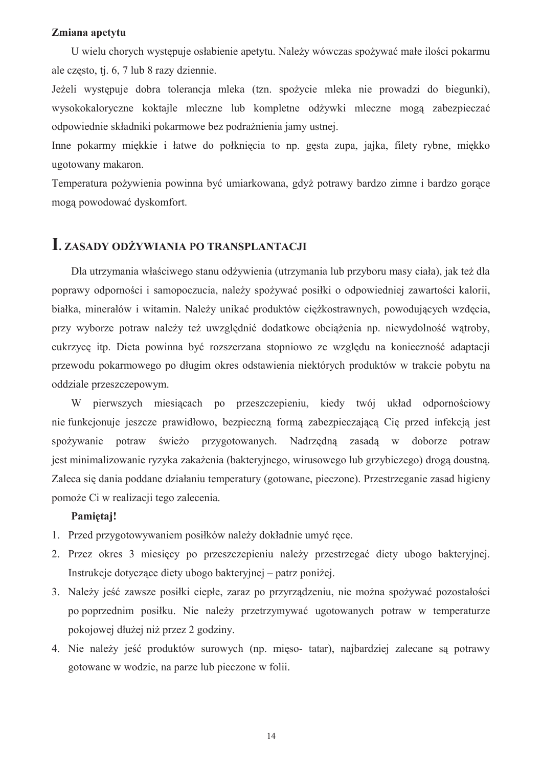**Zmiana apetytu**

U wielu chorych występuje osłabienie apetytu. Należy wówczas spożywać małe ilości pokarmu ale często, tj. 6, 7 lub 8 razy dziennie.

Jeżeli występuje dobra tolerancja mleka (tzn. spożycie mleka nie prowadzi do biegunki), wysokokaloryczne koktajle mleczne lub kompletne odżywki mleczne mogą zabezpieczać odpowiednie składniki pokarmowe bez podrażnienia jamy ustnej.

Inne pokarmy miękkie i łatwe do połknięcia to np. gęsta zupa, jajka, filety rybne, miękko ugotowany makaron.

Temperatura pożywienia powinna być umiarkowana, gdyż potrawy bardzo zimne i bardzo gorące mogą powodować dyskomfort.

## I. ZASADY ODŻYWIANIA PO TRANSPLANTACJI

Dla utrzymania właściwego stanu odżywienia (utrzymania lub przyboru masy ciała), jak też dla poprawy odporności i samopoczucia, należy spożywać posiłki o odpowiedniej zawartości kalorii, białka, minerałów i witamin. Należy unikać produktów ciężkostrawnych, powodujących wzdęcia, przy wyborze potraw należy też uwzględnić dodatkowe obciążenia np. niewydolność wątroby, cukrzycę itp. Dieta powinna być rozszerzana stopniowo ze względu na konieczność adaptacji przewodu pokarmowego po długim okres odstawienia niektórych produktów w trakcie pobytu na oddziale przeszczepowym.

W pierwszych miesiącach po przeszczepieniu, kiedy twój układ odpornościowy nie funkcjonuje jeszcze prawidłowo, bezpieczną formą zabezpieczającą Cię przed infekcją jest spożywanie potraw świeżo przygotowanych. Nadrzędną zasadą w doborze potraw jest minimalizowanie ryzyka zakażenia (bakteryjnego, wirusowego lub grzybiczego) drogą doustną. Zaleca się dania poddane działaniu temperatury (gotowane, pieczone). Przestrzeganie zasad higieny pomoże Ci w realizacji tego zalecenia.

**Pamiętaj!**

1. Przed przygotowywaniem posiłków należy dokładnie umyć ręce.
2. Przez okres 3 miesięcy po przeszczepieniu należy przestrzegać diety ubogo bakteryjnej. Instrukcje dotyczące diety ubogo bakteryjnej – patrz poniżej.
3. Należy jeść zawsze posiłki ciepłe, zaraz po przyrządzeniu, nie można spożywać pozostałości po poprzednim posiłku. Nie należy przetrzymywać ugotowanych potraw w temperaturze pokojowej dłużej niż przez 2 godziny.
4. Nie należy jeść produktów surowych (np. mięso- tatar), najbardziej zalecane są potrawy gotowane w wodzie, na parze lub pieczone w folii.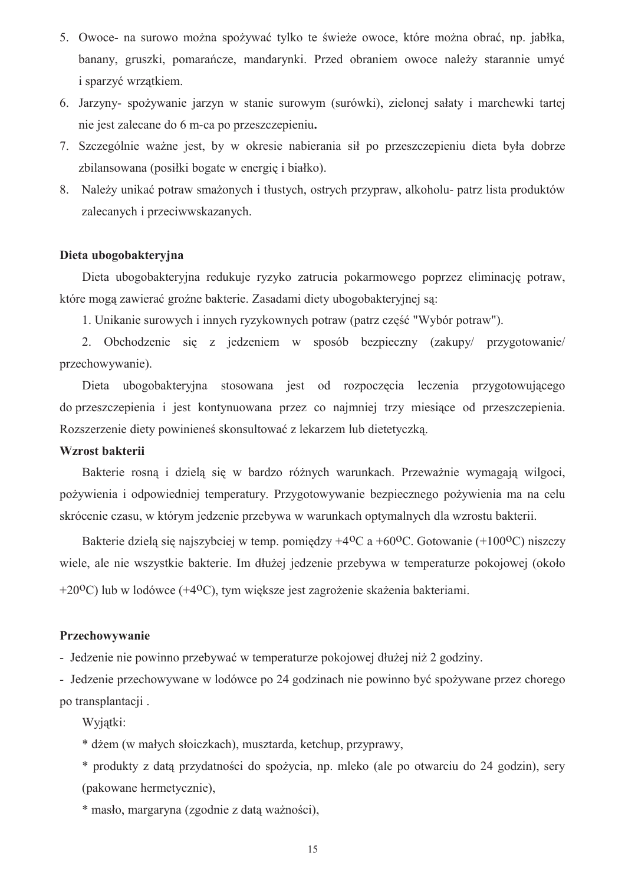5. Owoce- na surowo można spożywać tylko te świeże owoce, które można obrać, np. jabłka, banany, gruszki, pomarańcze, mandarynki. Przed obraniem owoce należy starannie umyć i sparzyć wrzątkiem.
6. Jarzyny- spożywanie jarzyn w stanie surowym (surówki), zielonej sałaty i marchewki tartej nie jest zalecane do 6 m-ca po przeszczepieniu**.**
7. Szczególnie ważne jest, by w okresie nabierania sił po przeszczepieniu dieta była dobrze zbilansowana (posiłki bogate w energię i białko).
8. Należy unikać potraw smażonych i tłustych, ostrych przypraw, alkoholu- patrz lista produktów zalecanych i przeciwwskazanych.

**Dieta ubogobakteryjna**

Dieta ubogobakteryjna redukuje ryzyko zatrucia pokarmowego poprzez eliminację potraw, które mogą zawierać groźne bakterie. Zasadami diety ubogobakteryjnej są:

1. Unikanie surowych i innych ryzykownych potraw (patrz część "Wybór potraw").

2. Obchodzenie się z jedzeniem w sposób bezpieczny (zakupy/ przygotowanie/ przechowywanie).

Dieta ubogobakteryjna stosowana jest od rozpoczęcia leczenia przygotowującego do przeszczepienia i jest kontynuowana przez co najmniej trzy miesiące od przeszczepienia. Rozszerzenie diety powinieneś skonsultować z lekarzem lub dietetyczką.

**Wzrost bakterii**

Bakterie rosną i dzielą się w bardzo różnych warunkach. Przeważnie wymagają wilgoci, pożywienia i odpowiedniej temperatury. Przygotowywanie bezpiecznego pożywienia ma na celu skrócenie czasu, w którym jedzenie przebywa w warunkach optymalnych dla wzrostu bakterii.

Bakterie dzielą się najszybciej w temp. pomiędzy +4$^{o}$C a +60$^{o}$C. Gotowanie (+100$^{o}$C) niszczy wiele, ale nie wszystkie bakterie. Im dłużej jedzenie przebywa w temperaturze pokojowej (około +20$^{o}$C) lub w lodówce (+4$^{o}$C), tym większe jest zagrożenie skażenia bakteriami.

**Przechowywanie**

- Jedzenie nie powinno przebywać w temperaturze pokojowej dłużej niż 2 godziny.
- Jedzenie przechowywane w lodówce po 24 godzinach nie powinno być spożywane przez chorego po transplantacji .

Wyjątki:

* dżem (w małych słoiczkach), musztarda, ketchup, przyprawy,

* produkty z datą przydatności do spożycia, np. mleko (ale po otwarciu do 24 godzin), sery (pakowane hermetycznie),

* masło, margaryna (zgodnie z datą ważności),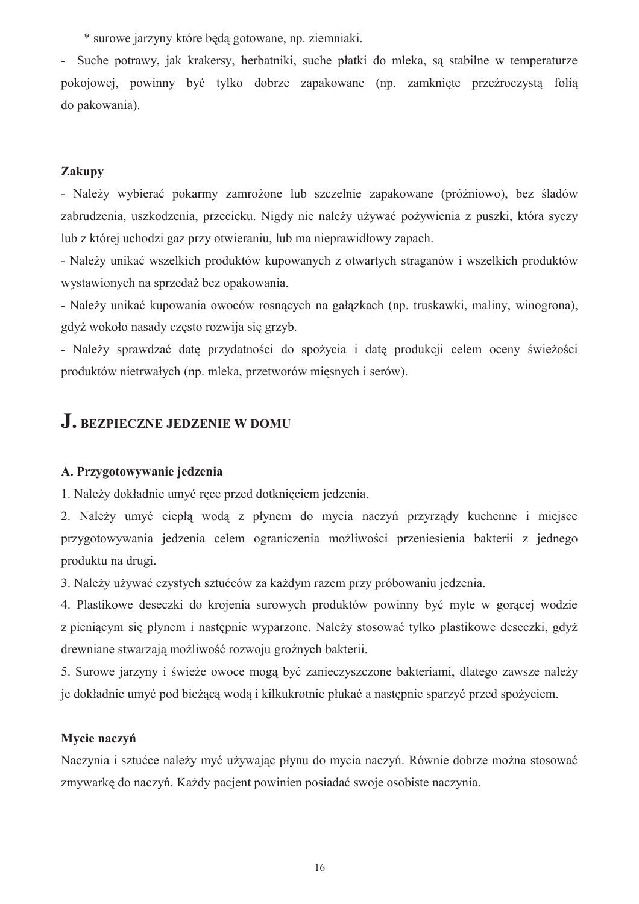* surowe jarzyny które będą gotowane, np. ziemniaki.

- Suche potrawy, jak krakersy, herbatniki, suche płatki do mleka, są stabilne w temperaturze pokojowej, powinny być tylko dobrze zapakowane (np. zamknięte przeźroczystą folią do pakowania).

**Zakupy**

- Należy wybierać pokarmy zamrożone lub szczelnie zapakowane (próżniowo), bez śladów zabrudzenia, uszkodzenia, przecieku. Nigdy nie należy używać pożywienia z puszki, która syczy lub z której uchodzi gaz przy otwieraniu, lub ma nieprawidłowy zapach.
- Należy unikać wszelkich produktów kupowanych z otwartych straganów i wszelkich produktów wystawionych na sprzedaż bez opakowania.
- Należy unikać kupowania owoców rosnących na gałązkach (np. truskawki, maliny, winogrona), gdyż wokoło nasady często rozwija się grzyb.
- Należy sprawdzać datę przydatności do spożycia i datę produkcji celem oceny świeżości produktów nietrwałych (np. mleka, przetworów mięsnych i serów).

## J. BEZPIECZNE JEDZENIE W DOMU

**A. Przygotowywanie jedzenia**

1. Należy dokładnie umyć ręce przed dotknięciem jedzenia.
2. Należy umyć ciepłą wodą z płynem do mycia naczyń przyrządy kuchenne i miejsce przygotowywania jedzenia celem ograniczenia możliwości przeniesienia bakterii z jednego produktu na drugi.
3. Należy używać czystych sztućców za każdym razem przy próbowaniu jedzenia.
4. Plastikowe deseczki do krojenia surowych produktów powinny być myte w gorącej wodzie z pieniącym się płynem i następnie wyparzone. Należy stosować tylko plastikowe deseczki, gdyż drewniane stwarzają możliwość rozwoju groźnych bakterii.
5. Surowe jarzyny i świeże owoce mogą być zanieczyszczone bakteriami, dlatego zawsze należy je dokładnie umyć pod bieżącą wodą i kilkukrotnie płukać a następnie sparzyć przed spożyciem.

**Mycie naczyń**

Naczynia i sztućce należy myć używając płynu do mycia naczyń. Równie dobrze można stosować zmywarkę do naczyń. Każdy pacjent powinien posiadać swoje osobiste naczynia.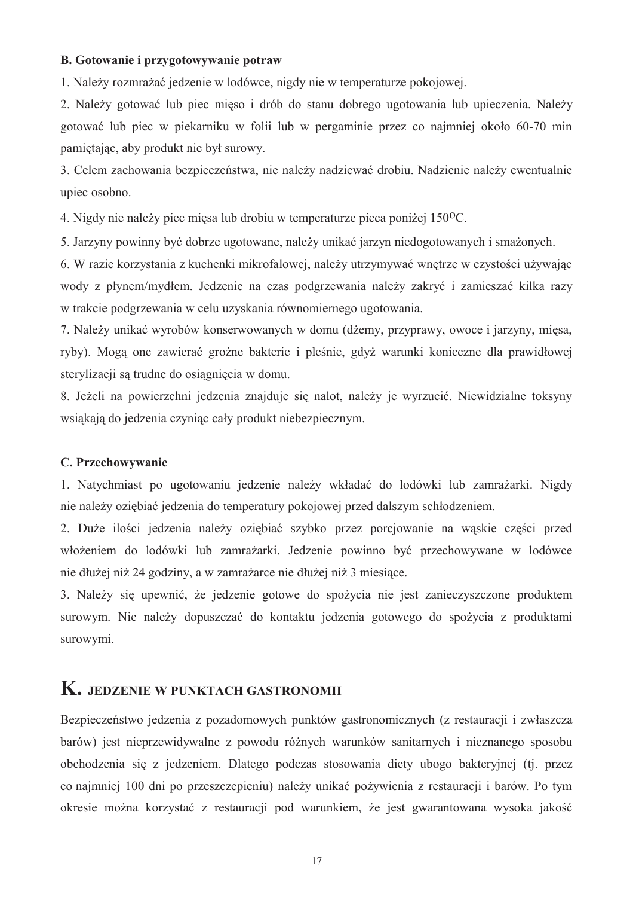**B. Gotowanie i przygotowywanie potraw**

1. Należy rozmrażać jedzenie w lodówce, nigdy nie w temperaturze pokojowej.

2. Należy gotować lub piec mięso i drób do stanu dobrego ugotowania lub upieczenia. Należy gotować lub piec w piekarniku w folii lub w pergaminie przez co najmniej około 60-70 min pamiętając, aby produkt nie był surowy.

3. Celem zachowania bezpieczeństwa, nie należy nadziewać drobiu. Nadzienie należy ewentualnie upiec osobno.

4. Nigdy nie należy piec mięsa lub drobiu w temperaturze pieca poniżej 150$^{o}$C.

5. Jarzyny powinny być dobrze ugotowane, należy unikać jarzyn niedogotowanych i smażonych.

6. W razie korzystania z kuchenki mikrofalowej, należy utrzymywać wnętrze w czystości używając wody z płynem/mydłem. Jedzenie na czas podgrzewania należy zakryć i zamieszać kilka razy w trakcie podgrzewania w celu uzyskania równomiernego ugotowania.

7. Należy unikać wyrobów konserwowanych w domu (dżemy, przyprawy, owoce i jarzyny, mięsa, ryby). Mogą one zawierać groźne bakterie i pleśnie, gdyż warunki konieczne dla prawidłowej sterylizacji są trudne do osiągnięcia w domu.

8. Jeżeli na powierzchni jedzenia znajduje się nalot, należy je wyrzucić. Niewidzialne toksyny wsiąkają do jedzenia czyniąc cały produkt niebezpiecznym.

**C. Przechowywanie**

1. Natychmiast po ugotowaniu jedzenie należy wkładać do lodówki lub zamrażarki. Nigdy nie należy oziębiać jedzenia do temperatury pokojowej przed dalszym schłodzeniem.

2. Duże ilości jedzenia należy oziębiać szybko przez porcjowanie na wąskie części przed włożeniem do lodówki lub zamrażarki. Jedzenie powinno być przechowywane w lodówce nie dłużej niż 24 godziny, a w zamrażarce nie dłużej niż 3 miesiące.

3. Należy się upewnić, że jedzenie gotowe do spożycia nie jest zanieczyszczone produktem surowym. Nie należy dopuszczać do kontaktu jedzenia gotowego do spożycia z produktami surowymi.

## K. JEDZENIE W PUNKTACH GASTRONOMII

Bezpieczeństwo jedzenia z pozadomowych punktów gastronomicznych (z restauracji i zwłaszcza barów) jest nieprzewidywalne z powodu różnych warunków sanitarnych i nieznanego sposobu obchodzenia się z jedzeniem. Dlatego podczas stosowania diety ubogo bakteryjnej (tj. przez co najmniej 100 dni po przeszczepieniu) należy unikać pożywienia z restauracji i barów. Po tym okresie można korzystać z restauracji pod warunkiem, że jest gwarantowana wysoka jakość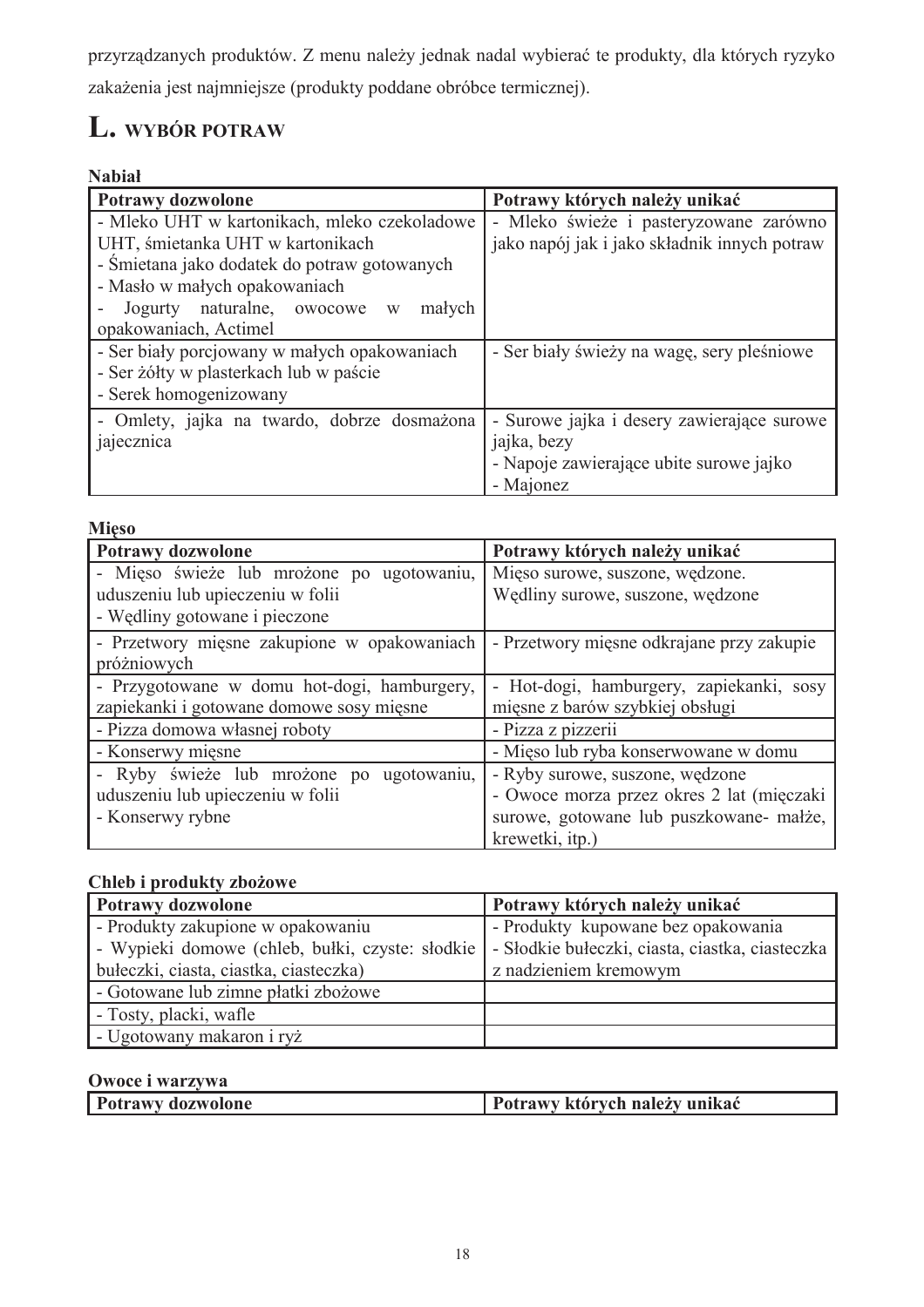przyrządzanych produktów. Z menu należy jednak nadal wybierać te produkty, dla których ryzyko zakażenia jest najmniejsze (produkty poddane obróbce termicznej).

# L. WYBÓR POTRAW

**Nabiał**

| Potrawy dozwolone | Potrawy których należy unikać |
|---|---|
| - Mleko UHT w kartonikach, mleko czekoladowe UHT, śmietanka UHT w kartonikach<br>- Śmietana jako dodatek do potraw gotowanych<br>- Masło w małych opakowaniach<br>- Jogurty naturalne, owocowe w małych opakowaniach, Actimel | - Mleko świeże i pasteryzowane zarówno jako napój jak i jako składnik innych potraw |
| - Ser biały porcjowany w małych opakowaniach<br>- Ser żółty w plasterkach lub w paście<br>- Serek homogenizowany | - Ser biały świeży na wagę, sery pleśniowe |
| - Omlety, jajka na twardo, dobrze dosmażona jajecznica | - Surowe jajka i desery zawierające surowe jajka, bezy<br>- Napoje zawierające ubite surowe jajko<br>- Majonez |

**Mięso**

| Potrawy dozwolone | Potrawy których należy unikać |
|---|---|
| - Mięso świeże lub mrożone po ugotowaniu, uduszeniu lub upieczeniu w folii<br>- Wędliny gotowane i pieczone | Mięso surowe, suszone, wędzone.<br>Wędliny surowe, suszone, wędzone |
| - Przetwory mięsne zakupione w opakowaniach próżniowych | - Przetwory mięsne odkrajane przy zakupie |
| - Przygotowane w domu hot-dogi, hamburgery, zapiekanki i gotowane domowe sosy mięsne | - Hot-dogi, hamburgery, zapiekanki, sosy mięsne z barów szybkiej obsługi |
| - Pizza domowa własnej roboty | - Pizza z pizzerii |
| - Konserwy mięsne | - Mięso lub ryba konserwowane w domu |
| - Ryby świeże lub mrożone po ugotowaniu, uduszeniu lub upieczeniu w folii<br>- Konserwy rybne | - Ryby surowe, suszone, wędzone<br>- Owoce morza przez okres 2 lat (mięczaki surowe, gotowane lub puszkowane- małże, krewetki, itp.) |

**Chleb i produkty zbożowe**

| Potrawy dozwolone | Potrawy których należy unikać |
|---|---|
| - Produkty zakupione w opakowaniu<br>- Wypieki domowe (chleb, bułki, czyste: słodkie bułeczki, ciasta, ciastka, ciasteczka) | - Produkty kupowane bez opakowania<br>- Słodkie bułeczki, ciasta, ciastka, ciasteczka z nadzieniem kremowym |
| - Gotowane lub zimne płatki zbożowe | |
| - Tosty, placki, wafle | |
| - Ugotowany makaron i ryż | |

**Owoce i warzywa**

| Potrawy dozwolone | Potrawy których należy unikać |
|---|---|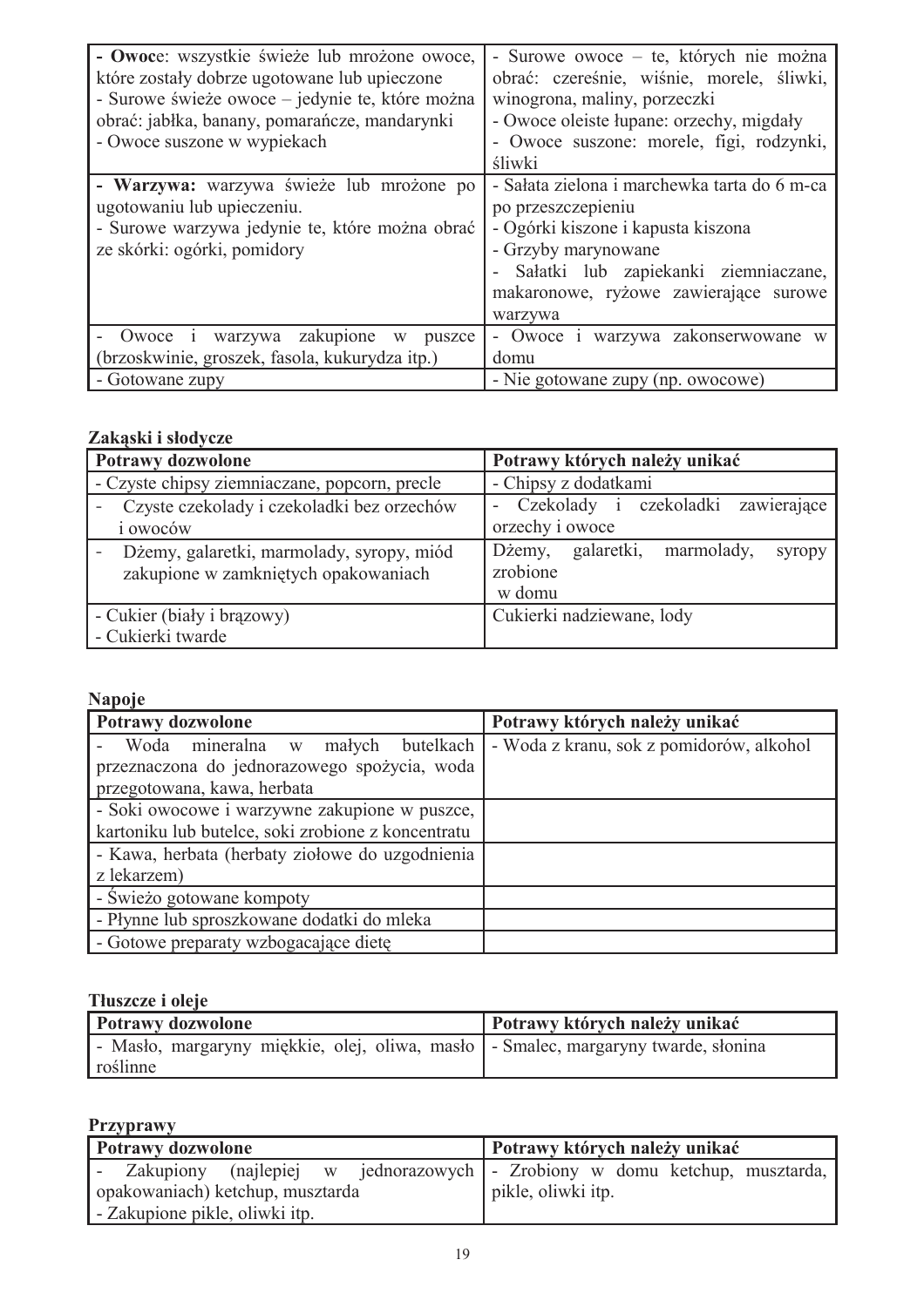| | |
|---|---|
| - **Owoce**: wszystkie świeże lub mrożone owoce, które zostały dobrze ugotowane lub upieczone<br>- Surowe świeże owoce – jedynie te, które można obrać: jabłka, banany, pomarańcze, mandarynki<br>- Owoce suszone w wypiekach | - Surowe owoce – te, których nie można obrać: czereśnie, wiśnie, morele, śliwki, winogrona, maliny, porzeczki<br>- Owoce oleiste łupane: orzechy, migdały<br>- Owoce suszone: morele, figi, rodzynki, śliwki |
| - **Warzywa:** warzywa świeże lub mrożone po ugotowaniu lub upieczeniu.<br>- Surowe warzywa jedynie te, które można obrać ze skórki: ogórki, pomidory | - Sałata zielona i marchewka tarta do 6 m-ca po przeszczepieniu<br>- Ogórki kiszone i kapusta kiszona<br>- Grzyby marynowane<br>- Sałatki lub zapiekanki ziemniaczane, makaronowe, ryżowe zawierające surowe warzywa |
| - Owoce i warzywa zakupione w puszce (brzoskwinie, groszek, fasola, kukurydza itp.) | - Owoce i warzywa zakonserwowane w domu |
| - Gotowane zupy | - Nie gotowane zupy (np. owocowe) |

**Zakąski i słodycze**

| Potrawy dozwolone | Potrawy których należy unikać |
|---|---|
| - Czyste chipsy ziemniaczane, popcorn, precle | - Chipsy z dodatkami |
| - Czyste czekolady i czekoladki bez orzechów i owoców | - Czekolady i czekoladki zawierające orzechy i owoce |
| - Dżemy, galaretki, marmolady, syropy, miód zakupione w zamkniętych opakowaniach | Dżemy, galaretki, marmolady, syropy zrobione w domu |
| - Cukier (biały i brązowy)<br>- Cukierki twarde | Cukierki nadziewane, lody |

**Napoje**

| Potrawy dozwolone | Potrawy których należy unikać |
|---|---|
| - Woda mineralna w małych butelkach przeznaczona do jednorazowego spożycia, woda przegotowana, kawa, herbata | - Woda z kranu, sok z pomidorów, alkohol |
| - Soki owocowe i warzywne zakupione w puszce, kartoniku lub butelce, soki zrobione z koncentratu | |
| - Kawa, herbata (herbaty ziołowe do uzgodnienia z lekarzem) | |
| - Świeżo gotowane kompoty | |
| - Płynne lub sproszkowane dodatki do mleka | |
| - Gotowe preparaty wzbogacające dietę | |

**Tłuszcze i oleje**

| Potrawy dozwolone | Potrawy których należy unikać |
|---|---|
| - Masło, margaryny miękkie, olej, oliwa, masło roślinne | - Smalec, margaryny twarde, słonina |

**Przyprawy**

| Potrawy dozwolone | Potrawy których należy unikać |
|---|---|
| - Zakupiony (najlepiej w jednorazowych opakowaniach) ketchup, musztarda<br>- Zakupione pikle, oliwki itp. | - Zrobiony w domu ketchup, musztarda, pikle, oliwki itp. |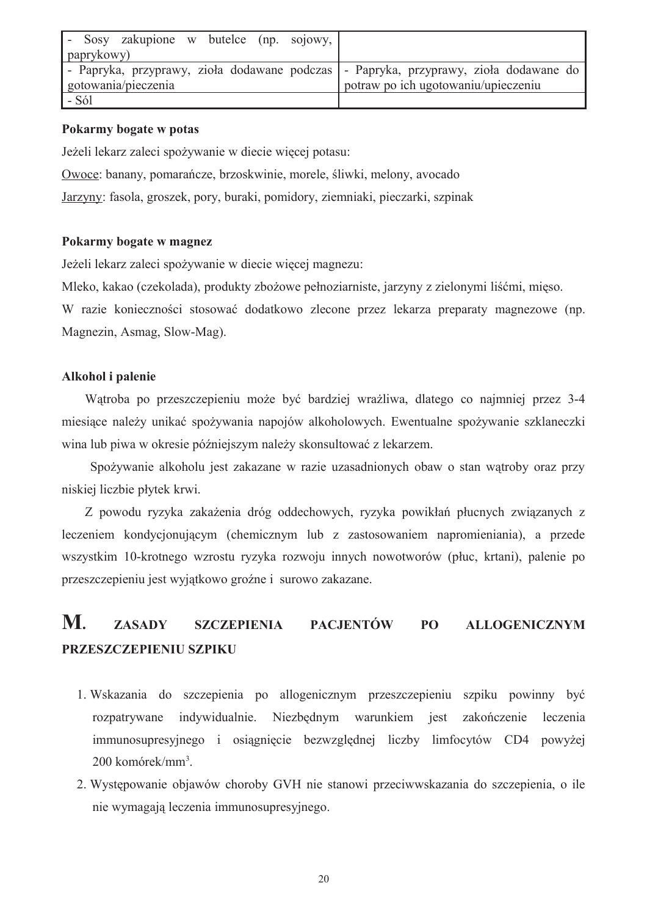| | |
|---|---|
| - Sosy zakupione w butelce (np. sojowy, paprykowy) | |
| - Papryka, przyprawy, zioła dodawane podczas gotowania/pieczenia | - Papryka, przyprawy, zioła dodawane do potraw po ich ugotowaniu/upieczeniu |
| - Sól | |

**Pokarmy bogate w potas**

Jeżeli lekarz zaleci spożywanie w diecie więcej potasu:

Owoce: banany, pomarańcze, brzoskwinie, morele, śliwki, melony, avocado

Jarzyny: fasola, groszek, pory, buraki, pomidory, ziemniaki, pieczarki, szpinak

**Pokarmy bogate w magnez**

Jeżeli lekarz zaleci spożywanie w diecie więcej magnezu:

Mleko, kakao (czekolada), produkty zbożowe pełnoziarniste, jarzyny z zielonymi liśćmi, mięso.

W razie konieczności stosować dodatkowo zlecone przez lekarza preparaty magnezowe (np. Magnezin, Asmag, Slow-Mag).

**Alkohol i palenie**

Wątroba po przeszczepieniu może być bardziej wrażliwa, dlatego co najmniej przez 3-4 miesiące należy unikać spożywania napojów alkoholowych. Ewentualne spożywanie szklaneczki wina lub piwa w okresie późniejszym należy skonsultować z lekarzem.

Spożywanie alkoholu jest zakazane w razie uzasadnionych obaw o stan wątroby oraz przy niskiej liczbie płytek krwi.

Z powodu ryzyka zakażenia dróg oddechowych, ryzyka powikłań płucnych związanych z leczeniem kondycjonującym (chemicznym lub z zastosowaniem napromieniania), a przede wszystkim 10-krotnego wzrostu ryzyka rozwoju innych nowotworów (płuc, krtani), palenie po przeszczepieniu jest wyjątkowo groźne i surowo zakazane.

# M. ZASADY SZCZEPIENIA PACJENTÓW PO ALLOGENICZNYM PRZESZCZEPIENIU SZPIKU

1. Wskazania do szczepienia po allogenicznym przeszczepieniu szpiku powinny być rozpatrywane indywidualnie. Niezbędnym warunkiem jest zakończenie leczenia immunosupresyjnego i osiągnięcie bezwzględnej liczby limfocytów CD4 powyżej 200 komórek/$mm^3$.
2. Występowanie objawów choroby GVH nie stanowi przeciwwskazania do szczepienia, o ile nie wymagają leczenia immunosupresyjnego.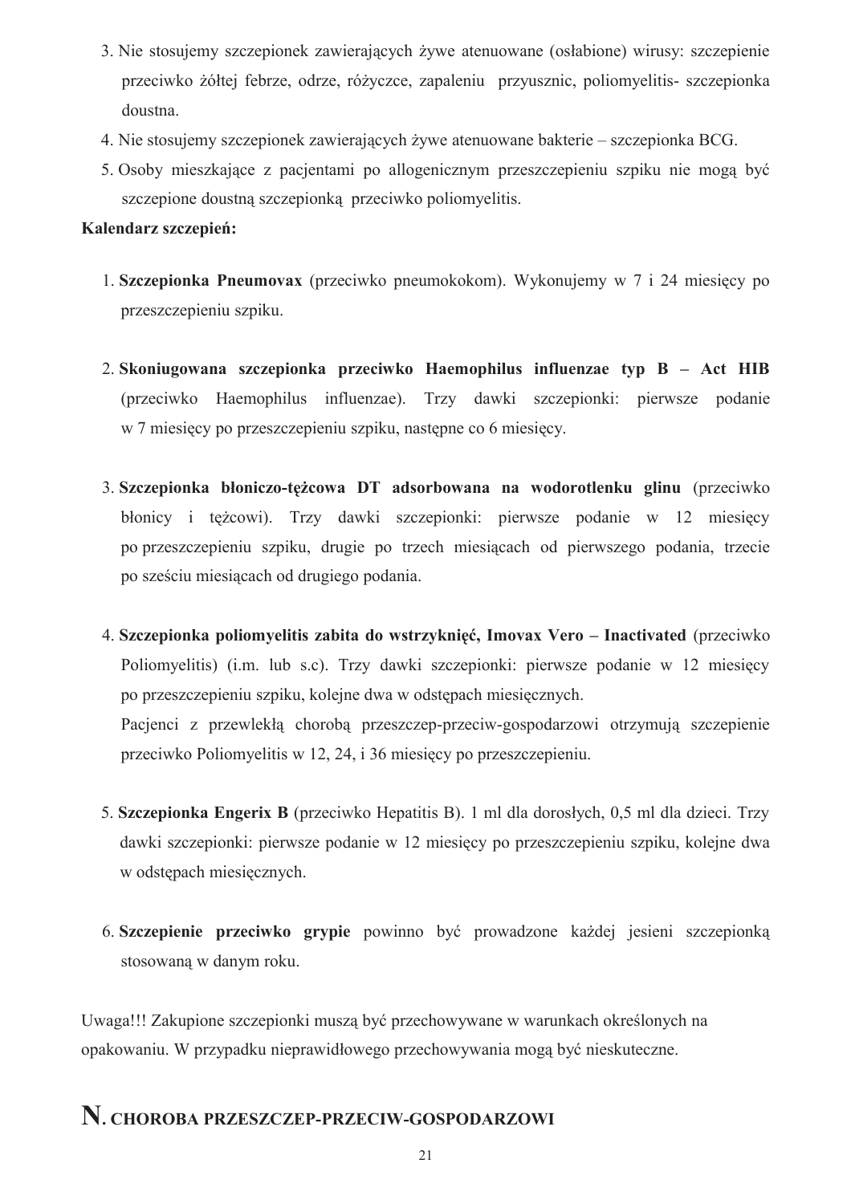3. Nie stosujemy szczepionek zawierających żywe atenuowane (osłabione) wirusy: szczepienie przeciwko żółtej febrze, odrze, różyczce, zapaleniu przyusznic, poliomyelitis- szczepionka doustna.
4. Nie stosujemy szczepionek zawierających żywe atenuowane bakterie – szczepionka BCG.
5. Osoby mieszkające z pacjentami po allogenicznym przeszczepieniu szpiku nie mogą być szczepione doustną szczepionką przeciwko poliomyelitis.

**Kalendarz szczepień:**

1. **Szczepionka Pneumovax** (przeciwko pneumokokom). Wykonujemy w 7 i 24 miesięcy po przeszczepieniu szpiku.

2. **Skoniugowana szczepionka przeciwko Haemophilus influenzae typ B – Act HIB** (przeciwko Haemophilus influenzae). Trzy dawki szczepionki: pierwsze podanie w 7 miesięcy po przeszczepieniu szpiku, następne co 6 miesięcy.

3. **Szczepionka błoniczo-tężcowa DT adsorbowana na wodorotlenku glinu** (przeciwko błonicy i tężcowi). Trzy dawki szczepionki: pierwsze podanie w 12 miesięcy po przeszczepieniu szpiku, drugie po trzech miesiącach od pierwszego podania, trzecie po sześciu miesiącach od drugiego podania.

4. **Szczepionka poliomyelitis zabita do wstrzyknięć, Imovax Vero – Inactivated** (przeciwko Poliomyelitis) (i.m. lub s.c). Trzy dawki szczepionki: pierwsze podanie w 12 miesięcy po przeszczepieniu szpiku, kolejne dwa w odstępach miesięcznych.
   Pacjenci z przewlekłą chorobą przeszczep-przeciw-gospodarzowi otrzymują szczepienie przeciwko Poliomyelitis w 12, 24, i 36 miesięcy po przeszczepieniu.

5. **Szczepionka Engerix B** (przeciwko Hepatitis B). 1 ml dla dorosłych, 0,5 ml dla dzieci. Trzy dawki szczepionki: pierwsze podanie w 12 miesięcy po przeszczepieniu szpiku, kolejne dwa w odstępach miesięcznych.

6. **Szczepienie przeciwko grypie** powinno być prowadzone każdej jesieni szczepionką stosowaną w danym roku.

Uwaga!!! Zakupione szczepionki muszą być przechowywane w warunkach określonych na opakowaniu. W przypadku nieprawidłowego przechowywania mogą być nieskuteczne.

# N. CHOROBA PRZESZCZEP-PRZECIW-GOSPODARZOWI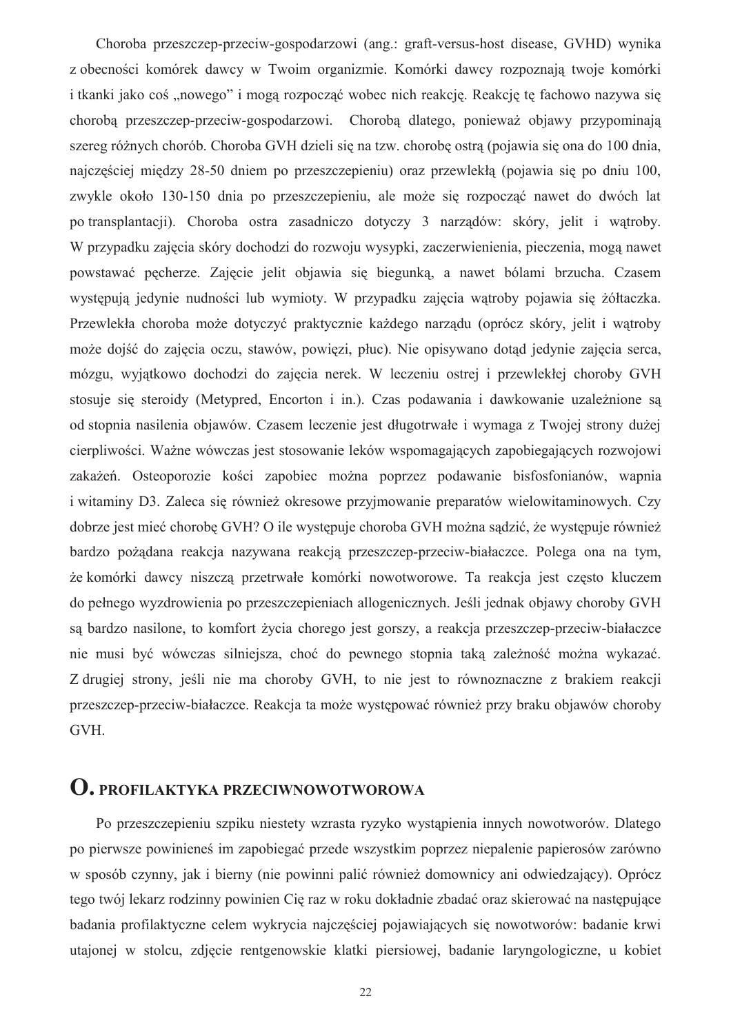Choroba przeszczep-przeciw-gospodarzowi (ang.: graft-versus-host disease, GVHD) wynika z obecności komórek dawcy w Twoim organizmie. Komórki dawcy rozpoznają twoje komórki i tkanki jako coś „nowego" i mogą rozpocząć wobec nich reakcję. Reakcję tę fachowo nazywa się chorobą przeszczep-przeciw-gospodarzowi. Chorobą dlatego, ponieważ objawy przypominają szereg różnych chorób. Choroba GVH dzieli się na tzw. chorobę ostrą (pojawia się ona do 100 dnia, najczęściej między 28-50 dniem po przeszczepieniu) oraz przewlekłą (pojawia się po dniu 100, zwykle około 130-150 dnia po przeszczepieniu, ale może się rozpocząć nawet do dwóch lat po transplantacji). Choroba ostra zasadniczo dotyczy 3 narządów: skóry, jelit i wątroby. W przypadku zajęcia skóry dochodzi do rozwoju wysypki, zaczerwienienia, pieczenia, mogą nawet powstawać pęcherze. Zajęcie jelit objawia się biegunką, a nawet bólami brzucha. Czasem występują jedynie nudności lub wymioty. W przypadku zajęcia wątroby pojawia się żółtaczka. Przewlekła choroba może dotyczyć praktycznie każdego narządu (oprócz skóry, jelit i wątroby może dojść do zajęcia oczu, stawów, powięzi, płuc). Nie opisywano dotąd jedynie zajęcia serca, mózgu, wyjątkowo dochodzi do zajęcia nerek. W leczeniu ostrej i przewlekłej choroby GVH stosuje się steroidy (Metypred, Encorton i in.). Czas podawania i dawkowanie uzależnione są od stopnia nasilenia objawów. Czasem leczenie jest długotrwałe i wymaga z Twojej strony dużej cierpliwości. Ważne wówczas jest stosowanie leków wspomagających zapobiegających rozwojowi zakażeń. Osteoporozie kości zapobiec można poprzez podawanie bisfosfonianów, wapnia i witaminy D3. Zaleca się również okresowe przyjmowanie preparatów wielowitaminowych. Czy dobrze jest mieć chorobę GVH? O ile występuje choroba GVH można sądzić, że występuje również bardzo pożądana reakcja nazywana reakcją przeszczep-przeciw-białaczce. Polega ona na tym, że komórki dawcy niszczą przetrwałe komórki nowotworowe. Ta reakcja jest często kluczem do pełnego wyzdrowienia po przeszczepieniach allogenicznych. Jeśli jednak objawy choroby GVH są bardzo nasilone, to komfort życia chorego jest gorszy, a reakcja przeszczep-przeciw-białaczce nie musi być wówczas silniejsza, choć do pewnego stopnia taką zależność można wykazać. Z drugiej strony, jeśli nie ma choroby GVH, to nie jest to równoznaczne z brakiem reakcji przeszczep-przeciw-białaczce. Reakcja ta może występować również przy braku objawów choroby GVH.

## O. PROFILAKTYKA PRZECIWNOWOTWOROWA

Po przeszczepieniu szpiku niestety wzrasta ryzyko wystąpienia innych nowotworów. Dlatego po pierwsze powinieneś im zapobiegać przede wszystkim poprzez niepalenie papierosów zarówno w sposób czynny, jak i bierny (nie powinni palić również domownicy ani odwiedzający). Oprócz tego twój lekarz rodzinny powinien Cię raz w roku dokładnie zbadać oraz skierować na następujące badania profilaktyczne celem wykrycia najczęściej pojawiających się nowotworów: badanie krwi utajonej w stolcu, zdjęcie rentgenowskie klatki piersiowej, badanie laryngologiczne, u kobiet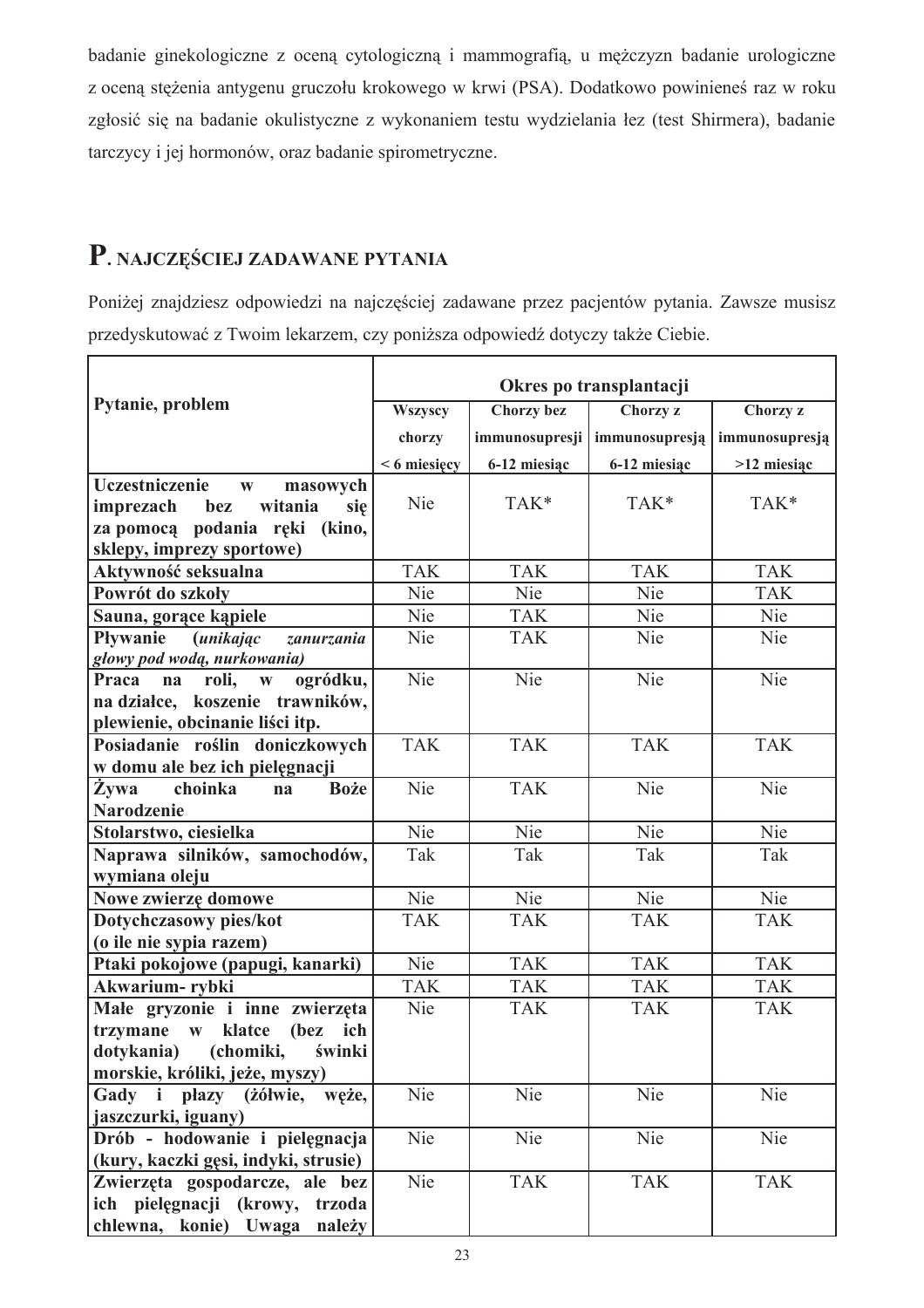badanie ginekologiczne z oceną cytologiczną i mammografią, u mężczyzn badanie urologiczne z oceną stężenia antygenu gruczołu krokowego w krwi (PSA). Dodatkowo powinieneś raz w roku zgłosić się na badanie okulistyczne z wykonaniem testu wydzielania łez (test Shirmera), badanie tarczycy i jej hormonów, oraz badanie spirometryczne.

# P. NAJCZĘŚCIEJ ZADAWANE PYTANIA

Poniżej znajdziesz odpowiedzi na najczęściej zadawane przez pacjentów pytania. Zawsze musisz przedyskutować z Twoim lekarzem, czy poniższa odpowiedź dotyczy także Ciebie.

| **Pytanie, problem** | **Okres po transplantacji** | | | |
|---|---|---|---|---|
| | **Wszyscy chorzy < 6 miesięcy** | **Chorzy bez immunosupresji 6-12 miesiąc** | **Chorzy z immunosupresją 6-12 miesiąc** | **Chorzy z immunosupresją >12 miesiąc** |
| **Uczestniczenie w masowych imprezach bez witania się za pomocą podania ręki (kino, sklepy, imprezy sportowe)** | Nie | TAK* | TAK* | TAK* |
| **Aktywność seksualna** | TAK | TAK | TAK | TAK |
| **Powrót do szkoły** | Nie | Nie | Nie | TAK |
| **Sauna, gorące kąpiele** | Nie | TAK | Nie | Nie |
| **Pływanie** ***(unikając zanurzania głowy pod wodą, nurkowania)*** | Nie | TAK | Nie | Nie |
| **Praca na roli, w ogródku, na działce, koszenie trawników, plewienie, obcinanie liści itp.** | Nie | Nie | Nie | Nie |
| **Posiadanie roślin doniczkowych w domu ale bez ich pielęgnacji** | TAK | TAK | TAK | TAK |
| **Żywa choinka na Boże Narodzenie** | Nie | TAK | Nie | Nie |
| **Stolarstwo, ciesielka** | Nie | Nie | Nie | Nie |
| **Naprawa silników, samochodów, wymiana oleju** | Tak | Tak | Tak | Tak |
| **Nowe zwierzę domowe** | Nie | Nie | Nie | Nie |
| **Dotychczasowy pies/kot (o ile nie sypia razem)** | TAK | TAK | TAK | TAK |
| **Ptaki pokojowe (papugi, kanarki)** | Nie | TAK | TAK | TAK |
| **Akwarium- rybki** | TAK | TAK | TAK | TAK |
| **Małe gryzonie i inne zwierzęta trzymane w klatce (bez ich dotykania) (chomiki, świnki morskie, króliki, jeże, myszy)** | Nie | TAK | TAK | TAK |
| **Gady i płazy (żółwie, węże, jaszczurki, iguany)** | Nie | Nie | Nie | Nie |
| **Drób - hodowanie i pielęgnacja (kury, kaczki gęsi, indyki, strusie)** | Nie | Nie | Nie | Nie |
| **Zwierzęta gospodarcze, ale bez ich pielęgnacji (krowy, trzoda chlewna, konie) Uwaga należy** | Nie | TAK | TAK | TAK |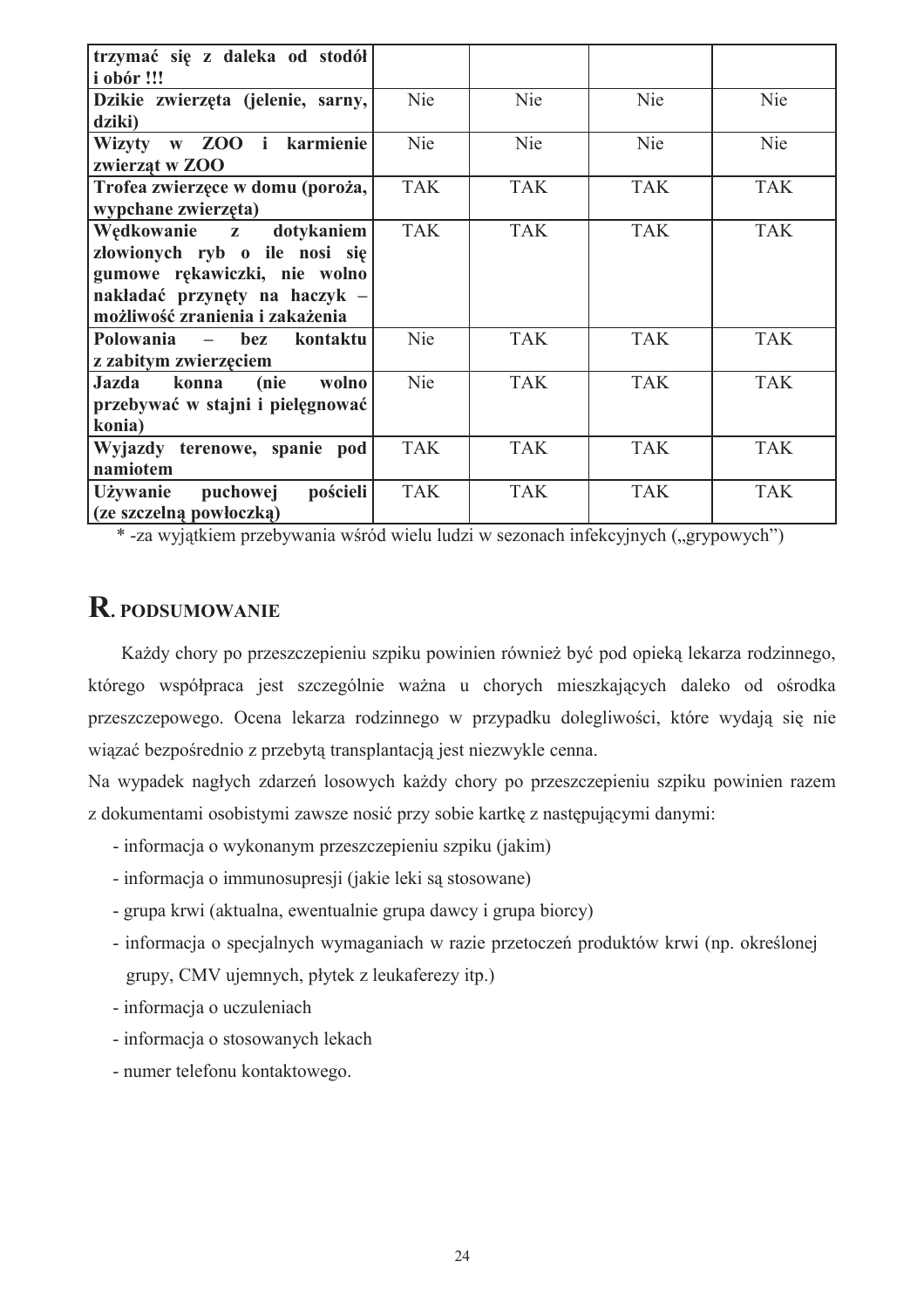| | | | | |
|---|---|---|---|---|
| **trzymać się z daleka od stodół i obór !!!** | | | | |
| **Dzikie zwierzęta (jelenie, sarny, dziki)** | Nie | Nie | Nie | Nie |
| **Wizyty w ZOO i karmienie zwierząt w ZOO** | Nie | Nie | Nie | Nie |
| **Trofea zwierzęce w domu (poroża, wypchane zwierzęta)** | TAK | TAK | TAK | TAK |
| **Wędkowanie z dotykaniem złowionych ryb o ile nosi się gumowe rękawiczki, nie wolno nakładać przynęty na haczyk – możliwość zranienia i zakażenia** | TAK | TAK | TAK | TAK |
| **Polowania – bez kontaktu z zabitym zwierzęciem** | Nie | TAK | TAK | TAK |
| **Jazda konna (nie wolno przebywać w stajni i pielęgnować konia)** | Nie | TAK | TAK | TAK |
| **Wyjazdy terenowe, spanie pod namiotem** | TAK | TAK | TAK | TAK |
| **Używanie puchowej pościeli (ze szczelną powłoczką)** | TAK | TAK | TAK | TAK |

* -za wyjątkiem przebywania wśród wielu ludzi w sezonach infekcyjnych („grypowych")

## R. PODSUMOWANIE

Każdy chory po przeszczepieniu szpiku powinien również być pod opieką lekarza rodzinnego, którego współpraca jest szczególnie ważna u chorych mieszkających daleko od ośrodka przeszczepowego. Ocena lekarza rodzinnego w przypadku dolegliwości, które wydają się nie wiązać bezpośrednio z przebytą transplantacją jest niezwykle cenna.

Na wypadek nagłych zdarzeń losowych każdy chory po przeszczepieniu szpiku powinien razem z dokumentami osobistymi zawsze nosić przy sobie kartkę z następującymi danymi:

- informacja o wykonanym przeszczepieniu szpiku (jakim)
- informacja o immunosupresji (jakie leki są stosowane)
- grupa krwi (aktualna, ewentualnie grupa dawcy i grupa biorcy)
- informacja o specjalnych wymaganiach w razie przetoczeń produktów krwi (np. określonej grupy, CMV ujemnych, płytek z leukaferezy itp.)
- informacja o uczuleniach
- informacja o stosowanych lekach
- numer telefonu kontaktowego.